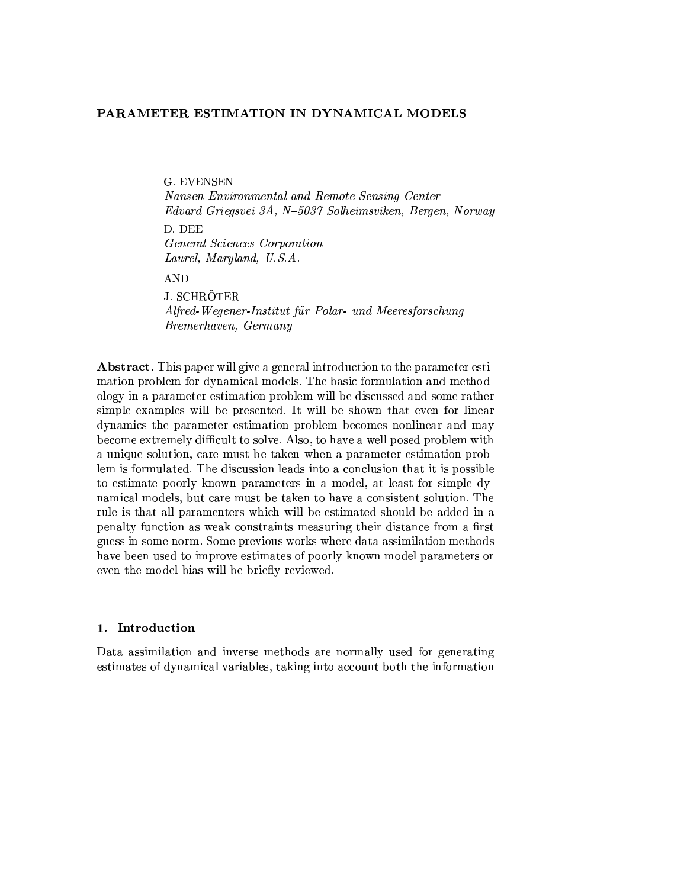# PARAMETER ESTIMATION IN DYNAMICAL MODELS

G. EVENSEN
*Nansen Environmental and Remote Sensing Center*
*Edvard Griegsvei 3A, N–5037 Solheimsviken, Bergen, Norway*

D. DEE
*General Sciences Corporation*
*Laurel, Maryland, U.S.A.*

AND

J. SCHRÖTER
*Alfred-Wegener-Institut für Polar- und Meeresforschung*
*Bremerhaven, Germany*

**Abstract.** This paper will give a general introduction to the parameter estimation problem for dynamical models. The basic formulation and methodology in a parameter estimation problem will be discussed and some rather simple examples will be presented. It will be shown that even for linear dynamics the parameter estimation problem becomes nonlinear and may become extremely difficult to solve. Also, to have a well posed problem with a unique solution, care must be taken when a parameter estimation problem is formulated. The discussion leads into a conclusion that it is possible to estimate poorly known parameters in a model, at least for simple dynamical models, but care must be taken to have a consistent solution. The rule is that all paramenters which will be estimated should be added in a penalty function as weak constraints measuring their distance from a first guess in some norm. Some previous works where data assimilation methods have been used to improve estimates of poorly known model parameters or even the model bias will be briefly reviewed.

## 1. Introduction

Data assimilation and inverse methods are normally used for generating estimates of dynamical variables, taking into account both the information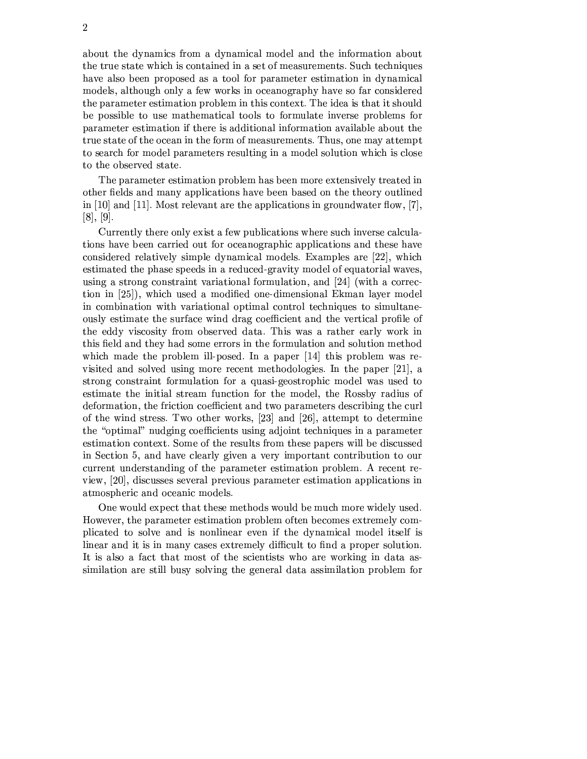about the dynamics from a dynamical model and the information about the true state which is contained in a set of measurements. Such techniques have also been proposed as a tool for parameter estimation in dynamical models, although only a few works in oceanography have so far considered the parameter estimation problem in this context. The idea is that it should be possible to use mathematical tools to formulate inverse problems for parameter estimation if there is additional information available about the true state of the ocean in the form of measurements. Thus, one may attempt to search for model parameters resulting in a model solution which is close to the observed state.

The parameter estimation problem has been more extensively treated in other fields and many applications have been based on the theory outlined in [10] and [11]. Most relevant are the applications in groundwater flow, [7], [8], [9].

Currently there only exist a few publications where such inverse calculations have been carried out for oceanographic applications and these have considered relatively simple dynamical models. Examples are [22], which estimated the phase speeds in a reduced-gravity model of equatorial waves, using a strong constraint variational formulation, and [24] (with a correction in [25]), which used a modified one-dimensional Ekman layer model in combination with variational optimal control techniques to simultaneously estimate the surface wind drag coefficient and the vertical profile of the eddy viscosity from observed data. This was a rather early work in this field and they had some errors in the formulation and solution method which made the problem ill-posed. In a paper [14] this problem was revisited and solved using more recent methodologies. In the paper [21], a strong constraint formulation for a quasi-geostrophic model was used to estimate the initial stream function for the model, the Rossby radius of deformation, the friction coefficient and two parameters describing the curl of the wind stress. Two other works, [23] and [26], attempt to determine the "optimal" nudging coefficients using adjoint techniques in a parameter estimation context. Some of the results from these papers will be discussed in Section 5, and have clearly given a very important contribution to our current understanding of the parameter estimation problem. A recent review, [20], discusses several previous parameter estimation applications in atmospheric and oceanic models.

One would expect that these methods would be much more widely used. However, the parameter estimation problem often becomes extremely complicated to solve and is nonlinear even if the dynamical model itself is linear and it is in many cases extremely difficult to find a proper solution. It is also a fact that most of the scientists who are working in data assimilation are still busy solving the general data assimilation problem for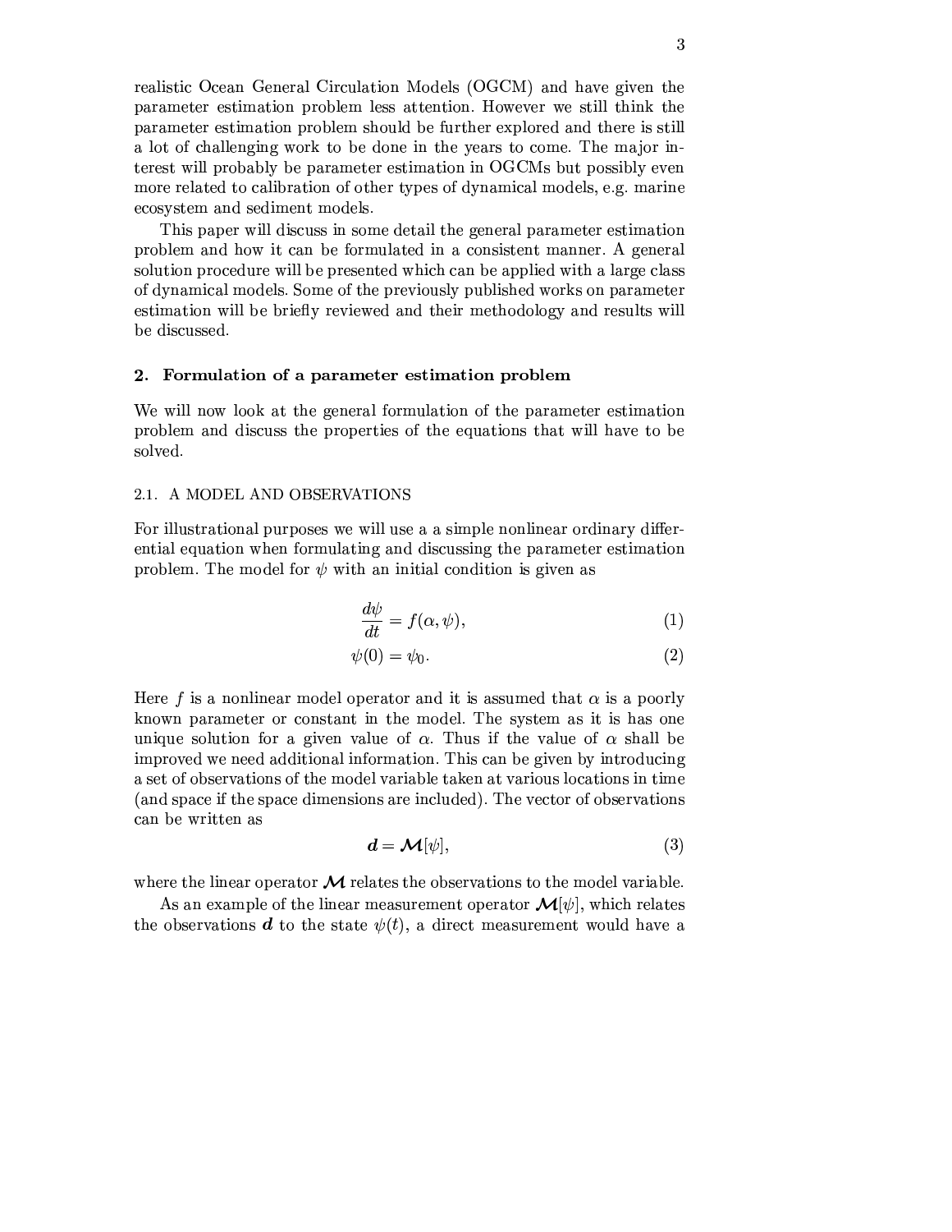realistic Ocean General Circulation Models (OGCM) and have given the parameter estimation problem less attention. However we still think the parameter estimation problem should be further explored and there is still a lot of challenging work to be done in the years to come. The major interest will probably be parameter estimation in OGCMs but possibly even more related to calibration of other types of dynamical models, e.g. marine ecosystem and sediment models.

This paper will discuss in some detail the general parameter estimation problem and how it can be formulated in a consistent manner. A general solution procedure will be presented which can be applied with a large class of dynamical models. Some of the previously published works on parameter estimation will be briefly reviewed and their methodology and results will be discussed.

## 2. Formulation of a parameter estimation problem

We will now look at the general formulation of the parameter estimation problem and discuss the properties of the equations that will have to be solved.

### 2.1. A MODEL AND OBSERVATIONS

For illustrational purposes we will use a a simple nonlinear ordinary differential equation when formulating and discussing the parameter estimation problem. The model for $\psi$ with an initial condition is given as

$$\frac{d\psi}{dt} = f(\alpha, \psi), \tag{1}$$

$$\psi(0) = \psi_0. \tag{2}$$

Here $f$ is a nonlinear model operator and it is assumed that $\alpha$ is a poorly known parameter or constant in the model. The system as it is has one unique solution for a given value of $\alpha$. Thus if the value of $\alpha$ shall be improved we need additional information. This can be given by introducing a set of observations of the model variable taken at various locations in time (and space if the space dimensions are included). The vector of observations can be written as

$$\boldsymbol{d} = \boldsymbol{\mathcal{M}}[\psi], \tag{3}$$

where the linear operator $\boldsymbol{\mathcal{M}}$ relates the observations to the model variable.

As an example of the linear measurement operator $\boldsymbol{\mathcal{M}}[\psi]$, which relates the observations $\boldsymbol{d}$ to the state $\psi(t)$, a direct measurement would have a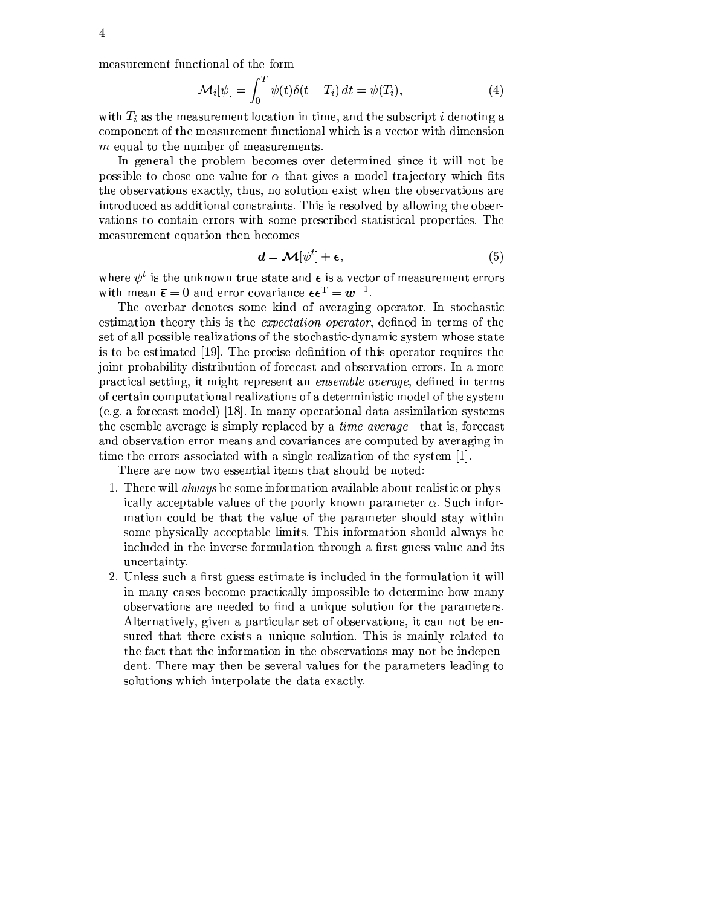measurement functional of the form

$$\mathcal{M}_i[\psi] = \int_0^T \psi(t)\delta(t - T_i)\, dt = \psi(T_i), \tag{4}$$

with $T_i$ as the measurement location in time, and the subscript $i$ denoting a component of the measurement functional which is a vector with dimension $m$ equal to the number of measurements.

In general the problem becomes over determined since it will not be possible to chose one value for $\alpha$ that gives a model trajectory which fits the observations exactly, thus, no solution exist when the observations are introduced as additional constraints. This is resolved by allowing the observations to contain errors with some prescribed statistical properties. The measurement equation then becomes

$$\boldsymbol{d} = \boldsymbol{\mathcal{M}}[\psi^t] + \boldsymbol{\epsilon}, \tag{5}$$

where $\psi^t$ is the unknown true state and $\boldsymbol{\epsilon}$ is a vector of measurement errors with mean $\overline{\boldsymbol{\epsilon}} = 0$ and error covariance $\overline{\boldsymbol{\epsilon}\boldsymbol{\epsilon}^{\mathrm{T}}} = \boldsymbol{w}^{-1}$.

The overbar denotes some kind of averaging operator. In stochastic estimation theory this is the *expectation operator*, defined in terms of the set of all possible realizations of the stochastic-dynamic system whose state is to be estimated [19]. The precise definition of this operator requires the joint probability distribution of forecast and observation errors. In a more practical setting, it might represent an *ensemble average*, defined in terms of certain computational realizations of a deterministic model of the system (e.g. a forecast model) [18]. In many operational data assimilation systems the esemble average is simply replaced by a *time average*—that is, forecast and observation error means and covariances are computed by averaging in time the errors associated with a single realization of the system [1].

There are now two essential items that should be noted:

1. There will *always* be some information available about realistic or physically acceptable values of the poorly known parameter $\alpha$. Such information could be that the value of the parameter should stay within some physically acceptable limits. This information should always be included in the inverse formulation through a first guess value and its uncertainty.
2. Unless such a first guess estimate is included in the formulation it will in many cases become practically impossible to determine how many observations are needed to find a unique solution for the parameters. Alternatively, given a particular set of observations, it can not be ensured that there exists a unique solution. This is mainly related to the fact that the information in the observations may not be independent. There may then be several values for the parameters leading to solutions which interpolate the data exactly.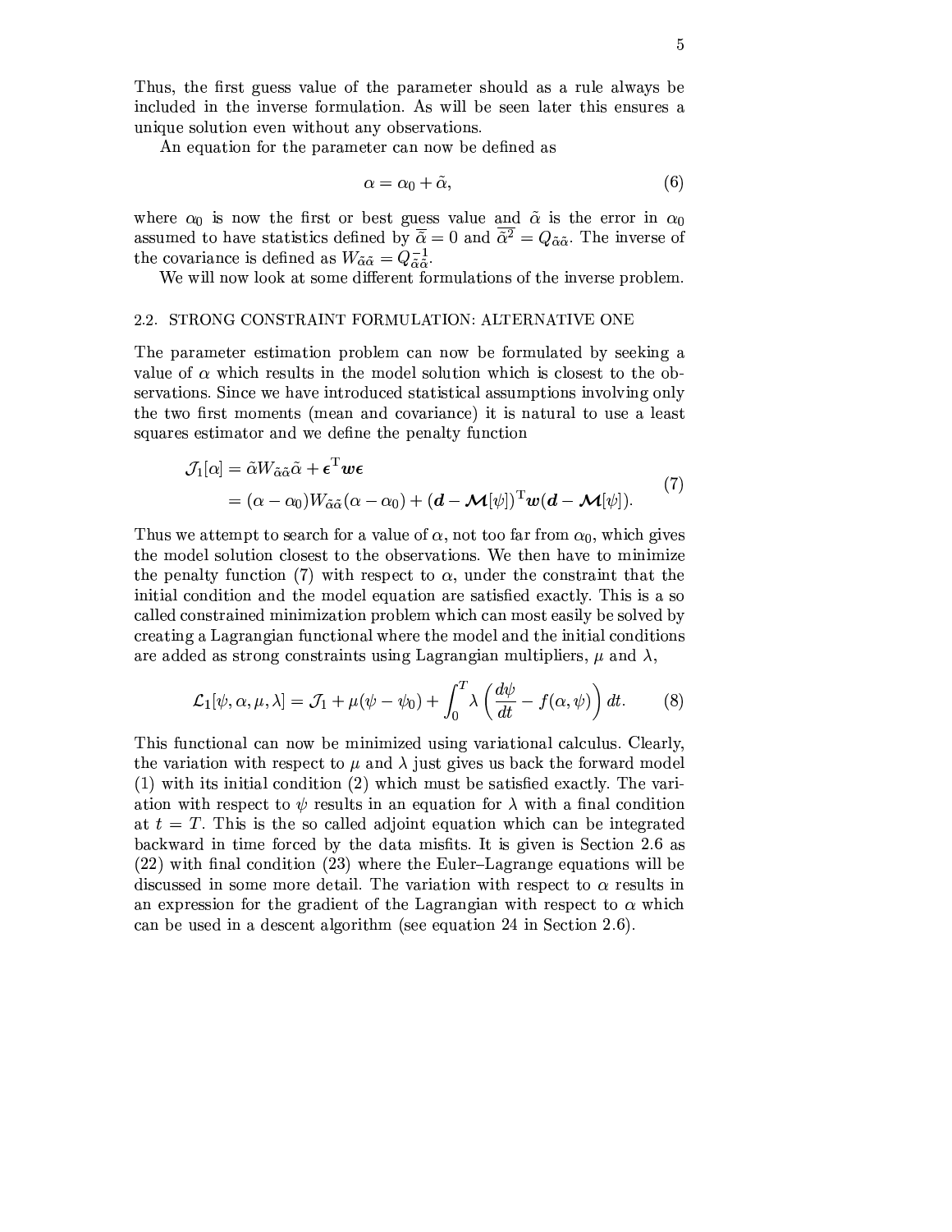Thus, the first guess value of the parameter should as a rule always be included in the inverse formulation. As will be seen later this ensures a unique solution even without any observations.

An equation for the parameter can now be defined as

$$
\alpha = \alpha_0 + \tilde{\alpha}, \tag{6}
$$

where $\alpha_0$ is now the first or best guess value and $\tilde{\alpha}$ is the error in $\alpha_0$ assumed to have statistics defined by $\overline{\tilde{\alpha}} = 0$ and $\overline{\tilde{\alpha}^2} = Q_{\tilde{\alpha}\tilde{\alpha}}$. The inverse of the covariance is defined as $W_{\tilde{\alpha}\tilde{\alpha}} = Q_{\tilde{\alpha}\tilde{\alpha}}^{-1}$.

We will now look at some different formulations of the inverse problem.

## 2.2. STRONG CONSTRAINT FORMULATION: ALTERNATIVE ONE

The parameter estimation problem can now be formulated by seeking a value of $\alpha$ which results in the model solution which is closest to the observations. Since we have introduced statistical assumptions involving only the two first moments (mean and covariance) it is natural to use a least squares estimator and we define the penalty function

$$
\begin{aligned}
\mathcal{J}_1[\alpha] &= \tilde{\alpha} W_{\tilde{\alpha}\tilde{\alpha}} \tilde{\alpha} + \boldsymbol{\epsilon}^{\mathrm{T}} \boldsymbol{w} \boldsymbol{\epsilon} \\
&= (\alpha - \alpha_0) W_{\tilde{\alpha}\tilde{\alpha}} (\alpha - \alpha_0) + (\boldsymbol{d} - \boldsymbol{\mathcal{M}}[\psi])^{\mathrm{T}} \boldsymbol{w} (\boldsymbol{d} - \boldsymbol{\mathcal{M}}[\psi]).
\end{aligned} \tag{7}
$$

Thus we attempt to search for a value of $\alpha$, not too far from $\alpha_0$, which gives the model solution closest to the observations. We then have to minimize the penalty function (7) with respect to $\alpha$, under the constraint that the initial condition and the model equation are satisfied exactly. This is a so called constrained minimization problem which can most easily be solved by creating a Lagrangian functional where the model and the initial conditions are added as strong constraints using Lagrangian multipliers, $\mu$ and $\lambda$,

$$
\mathcal{L}_1[\psi, \alpha, \mu, \lambda] = \mathcal{J}_1 + \mu(\psi - \psi_0) + \int_0^T \lambda \left( \frac{d\psi}{dt} - f(\alpha, \psi) \right) dt. \tag{8}
$$

This functional can now be minimized using variational calculus. Clearly, the variation with respect to $\mu$ and $\lambda$ just gives us back the forward model (1) with its initial condition (2) which must be satisfied exactly. The variation with respect to $\psi$ results in an equation for $\lambda$ with a final condition at $t = T$. This is the so called adjoint equation which can be integrated backward in time forced by the data misfits. It is given is Section 2.6 as (22) with final condition (23) where the Euler–Lagrange equations will be discussed in some more detail. The variation with respect to $\alpha$ results in an expression for the gradient of the Lagrangian with respect to $\alpha$ which can be used in a descent algorithm (see equation 24 in Section 2.6).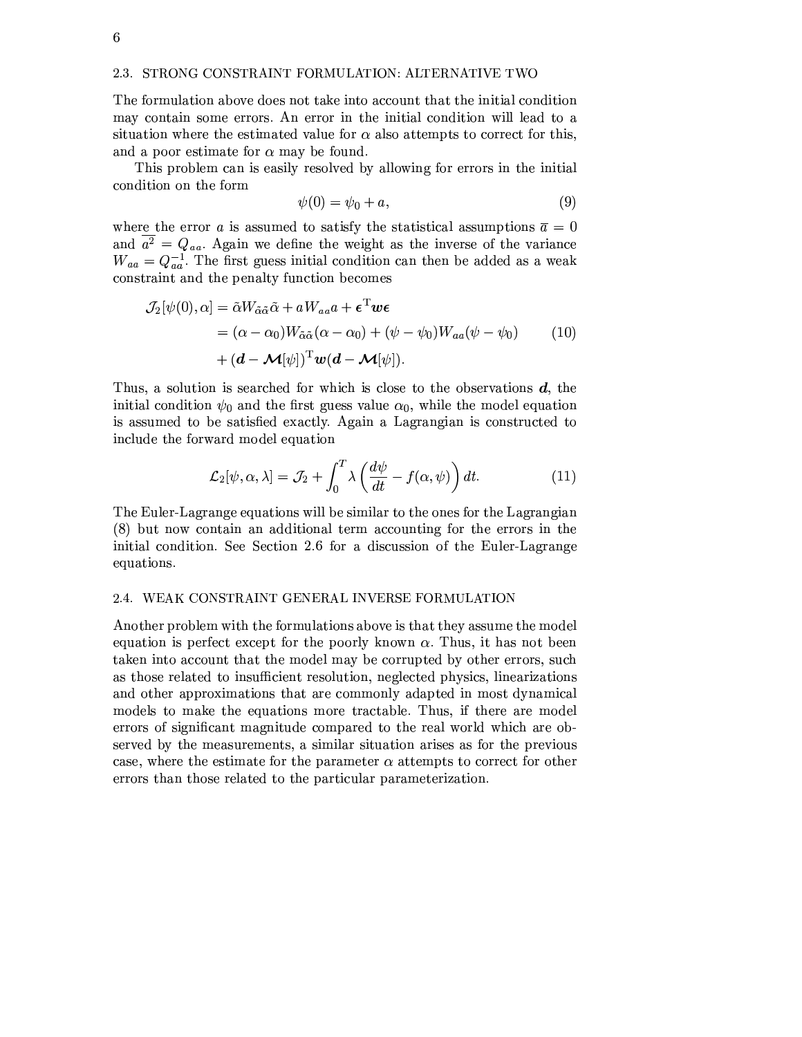## 2.3. STRONG CONSTRAINT FORMULATION: ALTERNATIVE TWO

The formulation above does not take into account that the initial condition may contain some errors. An error in the initial condition will lead to a situation where the estimated value for $\alpha$ also attempts to correct for this, and a poor estimate for $\alpha$ may be found.

This problem can is easily resolved by allowing for errors in the initial condition on the form

$$\psi(0) = \psi_0 + a, \tag{9}$$

where the error $a$ is assumed to satisfy the statistical assumptions $\overline{a} = 0$ and $\overline{a^2} = Q_{aa}$. Again we define the weight as the inverse of the variance $W_{aa} = Q_{aa}^{-1}$. The first guess initial condition can then be added as a weak constraint and the penalty function becomes

$$\begin{aligned}
\mathcal{J}_2[\psi(0), \alpha] &= \tilde{\alpha} W_{\tilde{\alpha}\tilde{\alpha}} \tilde{\alpha} + a W_{aa} a + \boldsymbol{\epsilon}^{\mathrm{T}} \boldsymbol{w} \boldsymbol{\epsilon} \\
&= (\alpha - \alpha_0) W_{\tilde{\alpha}\tilde{\alpha}} (\alpha - \alpha_0) + (\psi - \psi_0) W_{aa} (\psi - \psi_0) \\
&\quad + (\boldsymbol{d} - \boldsymbol{\mathcal{M}}[\psi])^{\mathrm{T}} \boldsymbol{w} (\boldsymbol{d} - \boldsymbol{\mathcal{M}}[\psi]).
\end{aligned} \tag{10}$$

Thus, a solution is searched for which is close to the observations $\boldsymbol{d}$, the initial condition $\psi_0$ and the first guess value $\alpha_0$, while the model equation is assumed to be satisfied exactly. Again a Lagrangian is constructed to include the forward model equation

$$\mathcal{L}_2[\psi, \alpha, \lambda] = \mathcal{J}_2 + \int_0^T \lambda \left( \frac{d\psi}{dt} - f(\alpha, \psi) \right) dt. \tag{11}$$

The Euler-Lagrange equations will be similar to the ones for the Lagrangian (8) but now contain an additional term accounting for the errors in the initial condition. See Section 2.6 for a discussion of the Euler-Lagrange equations.

## 2.4. WEAK CONSTRAINT GENERAL INVERSE FORMULATION

Another problem with the formulations above is that they assume the model equation is perfect except for the poorly known $\alpha$. Thus, it has not been taken into account that the model may be corrupted by other errors, such as those related to insufficient resolution, neglected physics, linearizations and other approximations that are commonly adapted in most dynamical models to make the equations more tractable. Thus, if there are model errors of significant magnitude compared to the real world which are observed by the measurements, a similar situation arises as for the previous case, where the estimate for the parameter $\alpha$ attempts to correct for other errors than those related to the particular parameterization.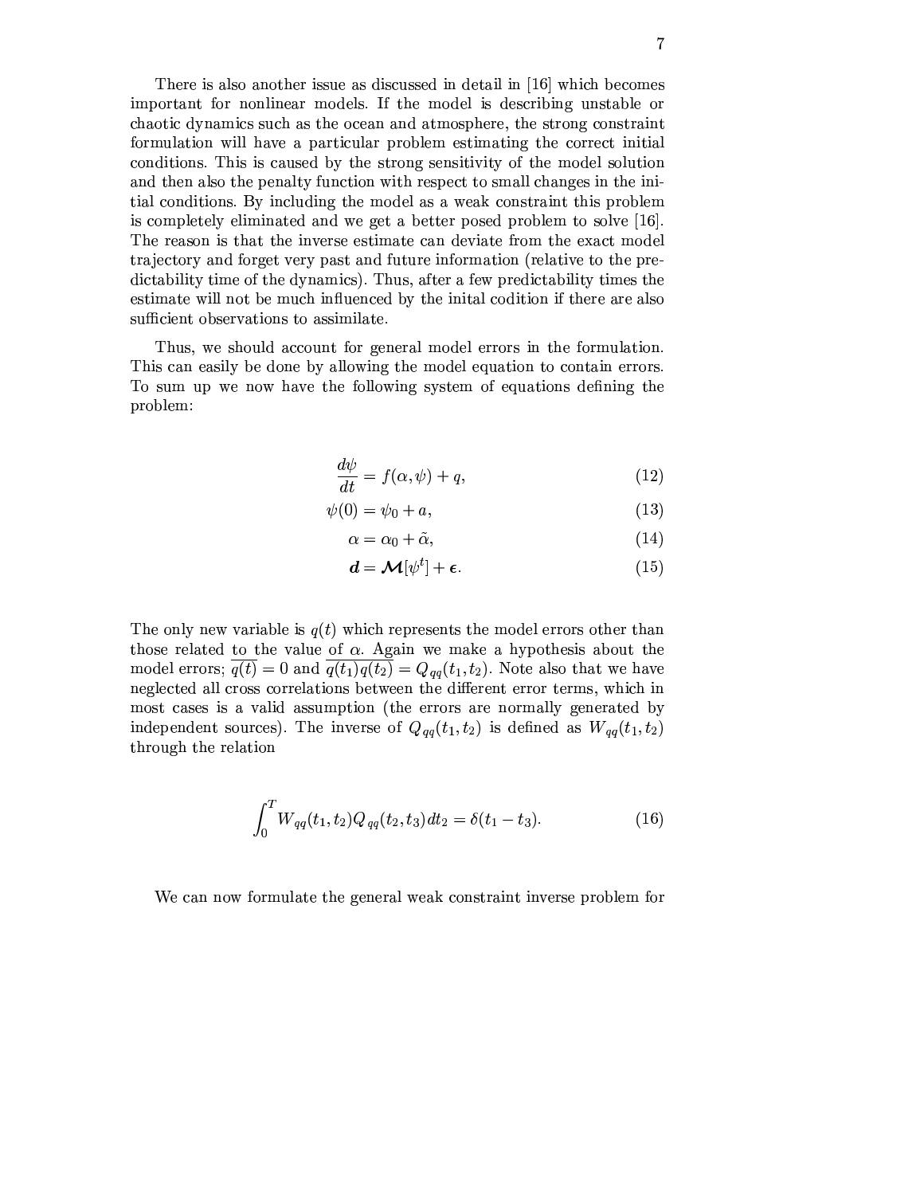There is also another issue as discussed in detail in [16] which becomes important for nonlinear models. If the model is describing unstable or chaotic dynamics such as the ocean and atmosphere, the strong constraint formulation will have a particular problem estimating the correct initial conditions. This is caused by the strong sensitivity of the model solution and then also the penalty function with respect to small changes in the initial conditions. By including the model as a weak constraint this problem is completely eliminated and we get a better posed problem to solve [16]. The reason is that the inverse estimate can deviate from the exact model trajectory and forget very past and future information (relative to the predictability time of the dynamics). Thus, after a few predictability times the estimate will not be much influenced by the inital codition if there are also sufficient observations to assimilate.

Thus, we should account for general model errors in the formulation. This can easily be done by allowing the model equation to contain errors. To sum up we now have the following system of equations defining the problem:

$$\frac{d\psi}{dt} = f(\alpha, \psi) + q, \tag{12}$$

$$\psi(0) = \psi_0 + a, \tag{13}$$

$$\alpha = \alpha_0 + \tilde{\alpha}, \tag{14}$$

$$\boldsymbol{d} = \boldsymbol{\mathcal{M}}[\psi^t] + \boldsymbol{\epsilon}. \tag{15}$$

The only new variable is $q(t)$ which represents the model errors other than those related to the value of $\alpha$. Again we make a hypothesis about the model errors; $\overline{q(t)} = 0$ and $\overline{q(t_1)q(t_2)} = Q_{qq}(t_1, t_2)$. Note also that we have neglected all cross correlations between the different error terms, which in most cases is a valid assumption (the errors are normally generated by independent sources). The inverse of $Q_{qq}(t_1, t_2)$ is defined as $W_{qq}(t_1, t_2)$ through the relation

$$\int_0^T W_{qq}(t_1, t_2) Q_{qq}(t_2, t_3)\, dt_2 = \delta(t_1 - t_3). \tag{16}$$

We can now formulate the general weak constraint inverse problem for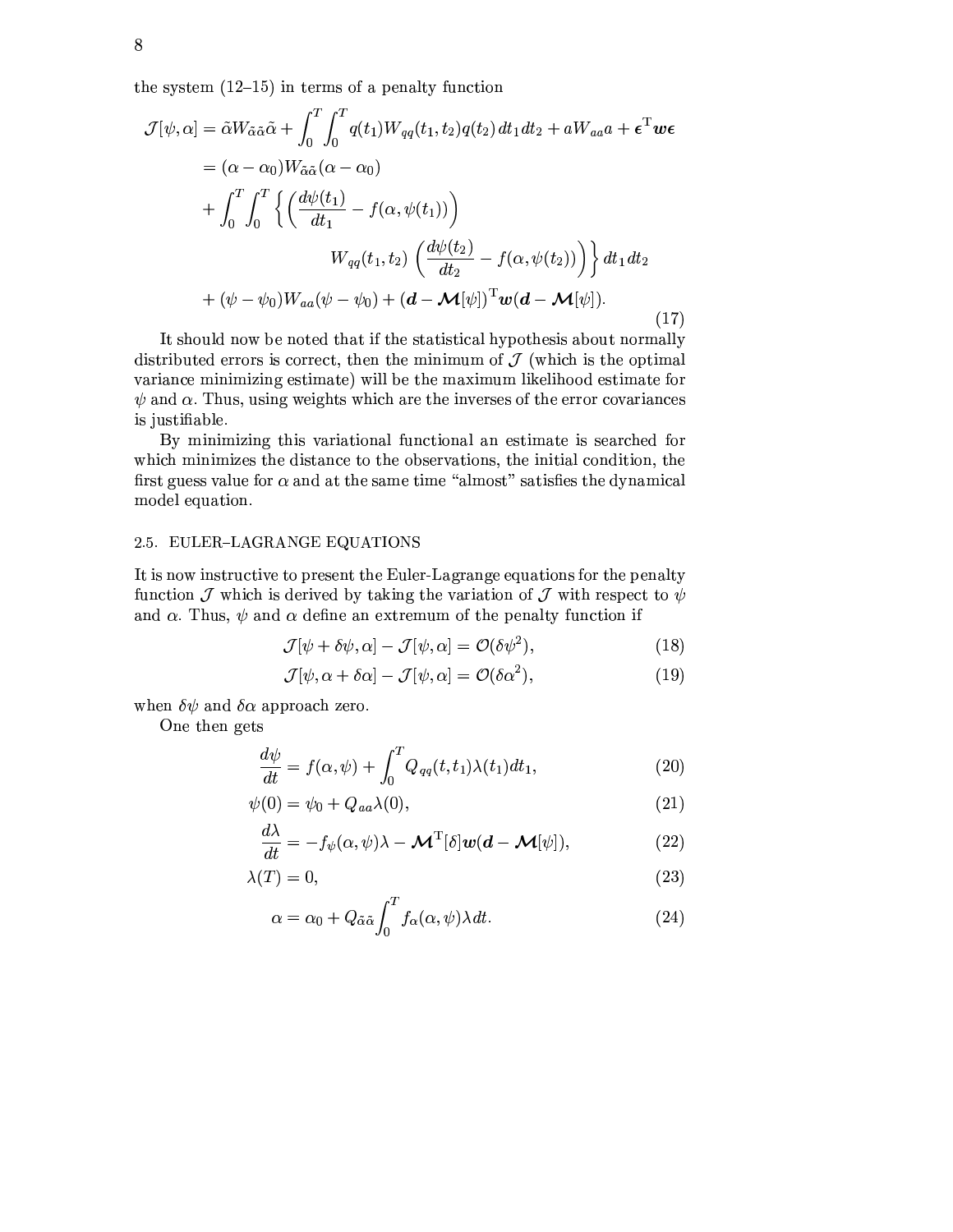the system (12–15) in terms of a penalty function

$$
\begin{aligned}
\mathcal{J}[\psi,\alpha] &= \tilde{\alpha} W_{\tilde{\alpha}\tilde{\alpha}} \tilde{\alpha} + \int_0^T \int_0^T q(t_1) W_{qq}(t_1,t_2) q(t_2)\, dt_1 dt_2 + a W_{aa} a + \boldsymbol{\epsilon}^{\mathrm{T}} \boldsymbol{w} \boldsymbol{\epsilon} \\
&= (\alpha - \alpha_0) W_{\tilde{\alpha}\tilde{\alpha}} (\alpha - \alpha_0) \\
&\quad + \int_0^T \int_0^T \Bigg\{ \left( \frac{d\psi(t_1)}{dt_1} - f(\alpha, \psi(t_1)) \right) \\
&\qquad\qquad W_{qq}(t_1,t_2) \left( \frac{d\psi(t_2)}{dt_2} - f(\alpha, \psi(t_2)) \right) \Bigg\}\, dt_1 dt_2 \\
&\quad + (\psi - \psi_0) W_{aa} (\psi - \psi_0) + (\boldsymbol{d} - \boldsymbol{\mathcal{M}}[\psi])^{\mathrm{T}} \boldsymbol{w} (\boldsymbol{d} - \boldsymbol{\mathcal{M}}[\psi]).
\end{aligned}
\tag{17}
$$

It should now be noted that if the statistical hypothesis about normally distributed errors is correct, then the minimum of $\mathcal{J}$ (which is the optimal variance minimizing estimate) will be the maximum likelihood estimate for $\psi$ and $\alpha$. Thus, using weights which are the inverses of the error covariances is justifiable.

By minimizing this variational functional an estimate is searched for which minimizes the distance to the observations, the initial condition, the first guess value for $\alpha$ and at the same time "almost" satisfies the dynamical model equation.

### 2.5. EULER–LAGRANGE EQUATIONS

It is now instructive to present the Euler-Lagrange equations for the penalty function $\mathcal{J}$ which is derived by taking the variation of $\mathcal{J}$ with respect to $\psi$ and $\alpha$. Thus, $\psi$ and $\alpha$ define an extremum of the penalty function if

$$
\mathcal{J}[\psi + \delta\psi, \alpha] - \mathcal{J}[\psi, \alpha] = \mathcal{O}(\delta\psi^2), \tag{18}
$$

$$
\mathcal{J}[\psi, \alpha + \delta\alpha] - \mathcal{J}[\psi, \alpha] = \mathcal{O}(\delta\alpha^2), \tag{19}
$$

when $\delta\psi$ and $\delta\alpha$ approach zero.

One then gets

$$
\frac{d\psi}{dt} = f(\alpha, \psi) + \int_0^T Q_{qq}(t, t_1) \lambda(t_1) dt_1, \tag{20}
$$

$$
\psi(0) = \psi_0 + Q_{aa} \lambda(0), \tag{21}
$$

$$
\frac{d\lambda}{dt} = -f_{\psi}(\alpha, \psi)\lambda - \boldsymbol{\mathcal{M}}^{\mathrm{T}}[\delta] \boldsymbol{w} (\boldsymbol{d} - \boldsymbol{\mathcal{M}}[\psi]), \tag{22}
$$

$$
\lambda(T) = 0, \tag{23}
$$

$$
\alpha = \alpha_0 + Q_{\tilde{\alpha}\tilde{\alpha}} \int_0^T f_{\alpha}(\alpha, \psi) \lambda dt. \tag{24}
$$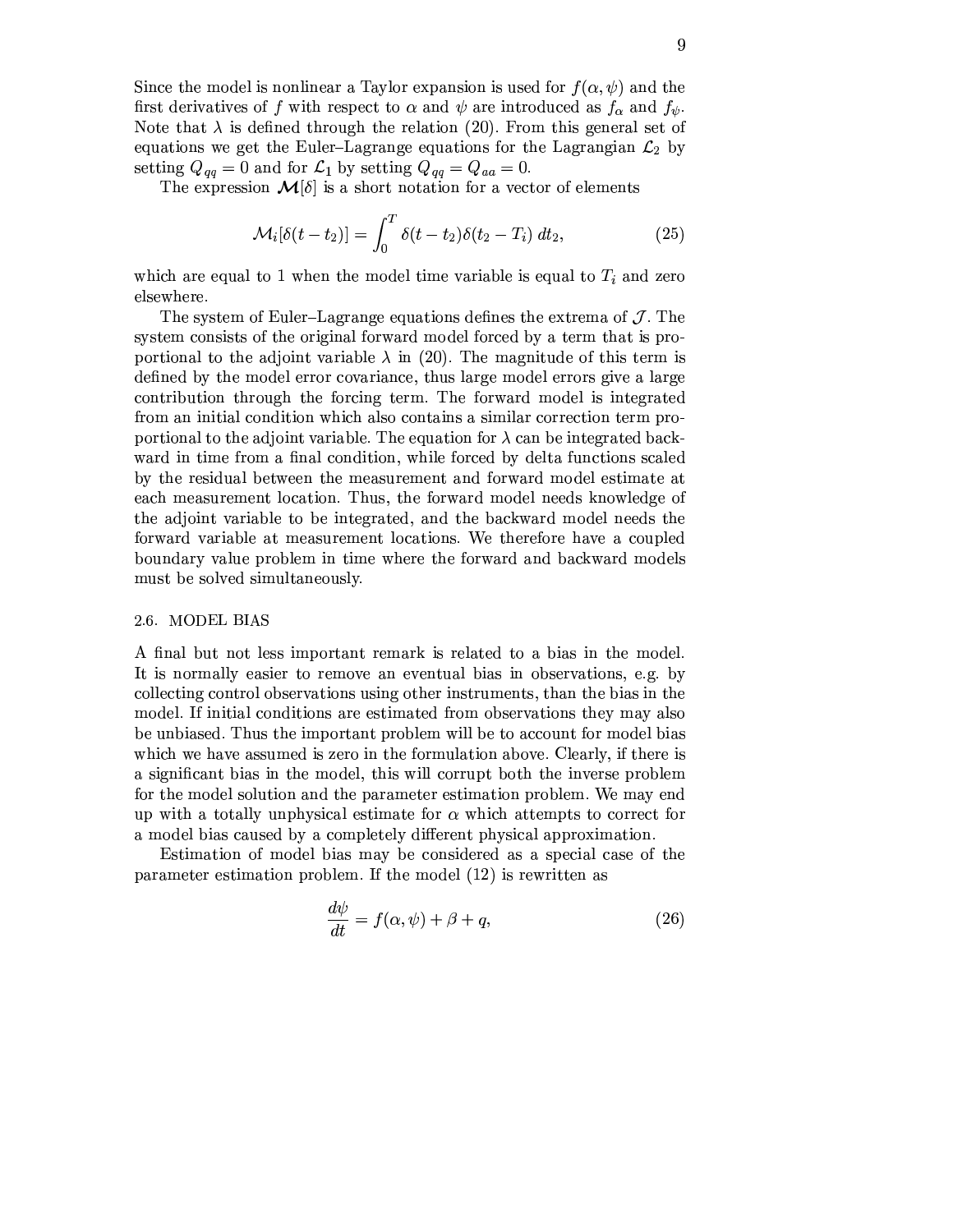Since the model is nonlinear a Taylor expansion is used for $f(\alpha, \psi)$ and the first derivatives of $f$ with respect to $\alpha$ and $\psi$ are introduced as $f_\alpha$ and $f_\psi$. Note that $\lambda$ is defined through the relation (20). From this general set of equations we get the Euler–Lagrange equations for the Lagrangian $\mathcal{L}_2$ by setting $Q_{qq} = 0$ and for $\mathcal{L}_1$ by setting $Q_{qq} = Q_{aa} = 0$.

The expression $\boldsymbol{\mathcal{M}}[\delta]$ is a short notation for a vector of elements

$$
\mathcal{M}_i[\delta(t - t_2)] = \int_0^T \delta(t - t_2)\delta(t_2 - T_i)\, dt_2, \tag{25}
$$

which are equal to 1 when the model time variable is equal to $T_i$ and zero elsewhere.

The system of Euler–Lagrange equations defines the extrema of $\mathcal{J}$. The system consists of the original forward model forced by a term that is proportional to the adjoint variable $\lambda$ in (20). The magnitude of this term is defined by the model error covariance, thus large model errors give a large contribution through the forcing term. The forward model is integrated from an initial condition which also contains a similar correction term proportional to the adjoint variable. The equation for $\lambda$ can be integrated backward in time from a final condition, while forced by delta functions scaled by the residual between the measurement and forward model estimate at each measurement location. Thus, the forward model needs knowledge of the adjoint variable to be integrated, and the backward model needs the forward variable at measurement locations. We therefore have a coupled boundary value problem in time where the forward and backward models must be solved simultaneously.

### 2.6. MODEL BIAS

A final but not less important remark is related to a bias in the model. It is normally easier to remove an eventual bias in observations, e.g. by collecting control observations using other instruments, than the bias in the model. If initial conditions are estimated from observations they may also be unbiased. Thus the important problem will be to account for model bias which we have assumed is zero in the formulation above. Clearly, if there is a significant bias in the model, this will corrupt both the inverse problem for the model solution and the parameter estimation problem. We may end up with a totally unphysical estimate for $\alpha$ which attempts to correct for a model bias caused by a completely different physical approximation.

Estimation of model bias may be considered as a special case of the parameter estimation problem. If the model (12) is rewritten as

$$
\frac{d\psi}{dt} = f(\alpha, \psi) + \beta + q, \tag{26}
$$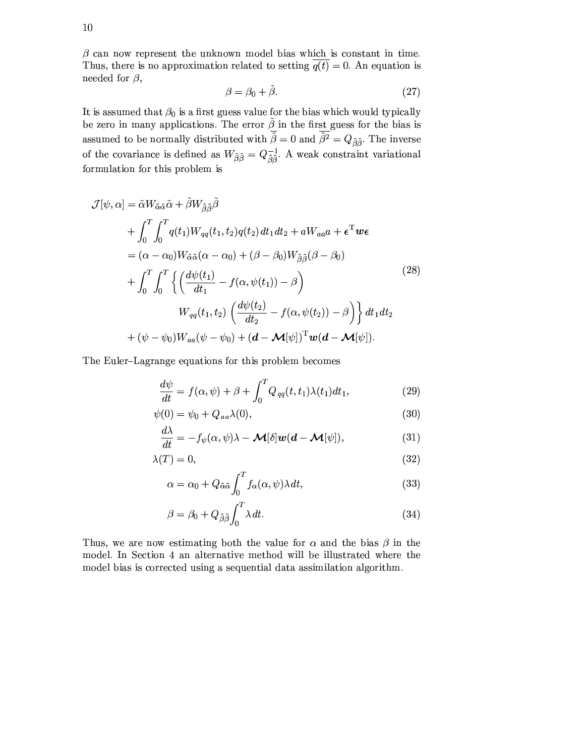$\beta$ can now represent the unknown model bias which is constant in time. Thus, there is no approximation related to setting $\overline{q(t)} = 0$. An equation is needed for $\beta$,

$$\beta = \beta_0 + \tilde{\beta}. \tag{27}$$

It is assumed that $\beta_0$ is a first guess value for the bias which would typically be zero in many applications. The error $\tilde{\beta}$ in the first guess for the bias is assumed to be normally distributed with $\overline{\tilde{\beta}} = 0$ and $\overline{\tilde{\beta}^2} = Q_{\tilde{\beta}\tilde{\beta}}$. The inverse of the covariance is defined as $W_{\tilde{\beta}\tilde{\beta}} = Q_{\tilde{\beta}\tilde{\beta}}^{-1}$. A weak constraint variational formulation for this problem is

$$\begin{aligned}
\mathcal{J}[\psi, \alpha] &= \tilde{\alpha} W_{\tilde{\alpha}\tilde{\alpha}} \tilde{\alpha} + \tilde{\beta} W_{\tilde{\beta}\tilde{\beta}} \tilde{\beta} \\
&\quad + \int_0^T \int_0^T q(t_1) W_{qq}(t_1, t_2) q(t_2)\, dt_1 dt_2 + a W_{aa} a + \boldsymbol{\epsilon}^{\mathrm{T}} \boldsymbol{w} \boldsymbol{\epsilon} \\
&= (\alpha - \alpha_0) W_{\tilde{\alpha}\tilde{\alpha}} (\alpha - \alpha_0) + (\beta - \beta_0) W_{\tilde{\beta}\tilde{\beta}} (\beta - \beta_0) \\
&\quad + \int_0^T \int_0^T \left\{ \left( \frac{d\psi(t_1)}{dt_1} - f(\alpha, \psi(t_1)) - \beta \right) \right. \\
&\qquad\qquad W_{qq}(t_1, t_2) \left. \left( \frac{d\psi(t_2)}{dt_2} - f(\alpha, \psi(t_2)) - \beta \right) \right\} dt_1 dt_2 \\
&\quad + (\psi - \psi_0) W_{aa} (\psi - \psi_0) + (\boldsymbol{d} - \boldsymbol{\mathcal{M}}[\psi])^{\mathrm{T}} \boldsymbol{w} (\boldsymbol{d} - \boldsymbol{\mathcal{M}}[\psi]).
\end{aligned} \tag{28}$$

The Euler–Lagrange equations for this problem becomes

$$\frac{d\psi}{dt} = f(\alpha, \psi) + \beta + \int_0^T Q_{qq}(t, t_1) \lambda(t_1) dt_1, \tag{29}$$

$$\psi(0) = \psi_0 + Q_{aa} \lambda(0), \tag{30}$$

$$\frac{d\lambda}{dt} = -f_\psi(\alpha, \psi)\lambda - \boldsymbol{\mathcal{M}}[\delta] \boldsymbol{w} (\boldsymbol{d} - \boldsymbol{\mathcal{M}}[\psi]), \tag{31}$$

$$\lambda(T) = 0, \tag{32}$$

$$\alpha = \alpha_0 + Q_{\tilde{\alpha}\tilde{\alpha}} \int_0^T f_\alpha(\alpha, \psi) \lambda\, dt, \tag{33}$$

$$\beta = \beta_0 + Q_{\tilde{\beta}\tilde{\beta}} \int_0^T \lambda\, dt. \tag{34}$$

Thus, we are now estimating both the value for $\alpha$ and the bias $\beta$ in the model. In Section 4 an alternative method will be illustrated where the model bias is corrected using a sequential data assimilation algorithm.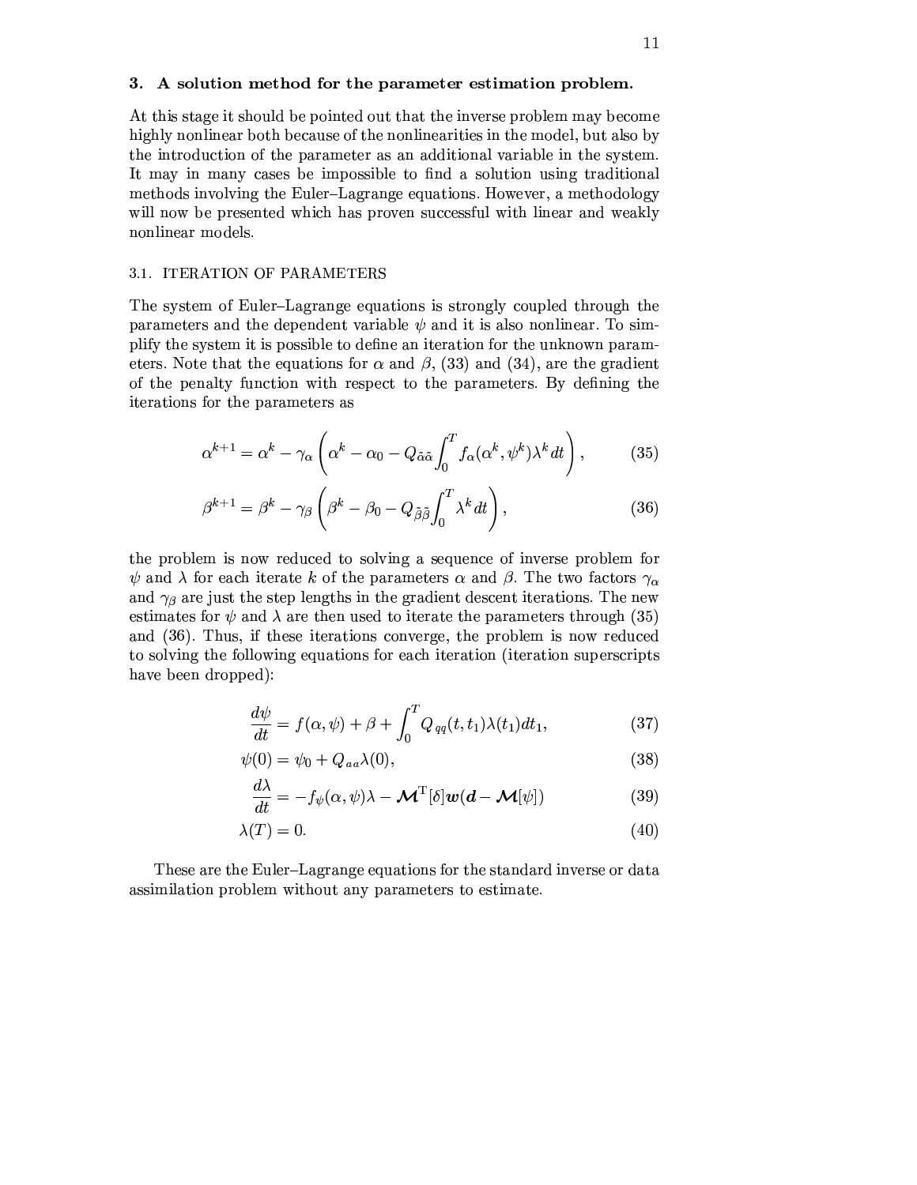## 3. A solution method for the parameter estimation problem.

At this stage it should be pointed out that the inverse problem may become highly nonlinear both because of the nonlinearities in the model, but also by the introduction of the parameter as an additional variable in the system. It may in many cases be impossible to find a solution using traditional methods involving the Euler–Lagrange equations. However, a methodology will now be presented which has proven successful with linear and weakly nonlinear models.

### 3.1. ITERATION OF PARAMETERS

The system of Euler–Lagrange equations is strongly coupled through the parameters and the dependent variable $\psi$ and it is also nonlinear. To simplify the system it is possible to define an iteration for the unknown parameters. Note that the equations for $\alpha$ and $\beta$, (33) and (34), are the gradient of the penalty function with respect to the parameters. By defining the iterations for the parameters as

$$\alpha^{k+1} = \alpha^k - \gamma_\alpha \left( \alpha^k - \alpha_0 - Q_{\tilde{\alpha}\tilde{\alpha}} \int_0^T f_\alpha(\alpha^k, \psi^k) \lambda^k \, dt \right), \tag{35}$$

$$\beta^{k+1} = \beta^k - \gamma_\beta \left( \beta^k - \beta_0 - Q_{\tilde{\beta}\tilde{\beta}} \int_0^T \lambda^k \, dt \right), \tag{36}$$

the problem is now reduced to solving a sequence of inverse problem for $\psi$ and $\lambda$ for each iterate $k$ of the parameters $\alpha$ and $\beta$. The two factors $\gamma_\alpha$ and $\gamma_\beta$ are just the step lengths in the gradient descent iterations. The new estimates for $\psi$ and $\lambda$ are then used to iterate the parameters through (35) and (36). Thus, if these iterations converge, the problem is now reduced to solving the following equations for each iteration (iteration superscripts have been dropped):

$$\frac{d\psi}{dt} = f(\alpha, \psi) + \beta + \int_0^T Q_{qq}(t, t_1) \lambda(t_1) dt_1, \tag{37}$$

$$\psi(0) = \psi_0 + Q_{aa} \lambda(0), \tag{38}$$

$$\frac{d\lambda}{dt} = -f_\psi(\alpha, \psi)\lambda - \boldsymbol{\mathcal{M}}^{\mathrm{T}}[\delta] \boldsymbol{w} (\boldsymbol{d} - \boldsymbol{\mathcal{M}}[\psi]) \tag{39}$$

$$\lambda(T) = 0. \tag{40}$$

These are the Euler–Lagrange equations for the standard inverse or data assimilation problem without any parameters to estimate.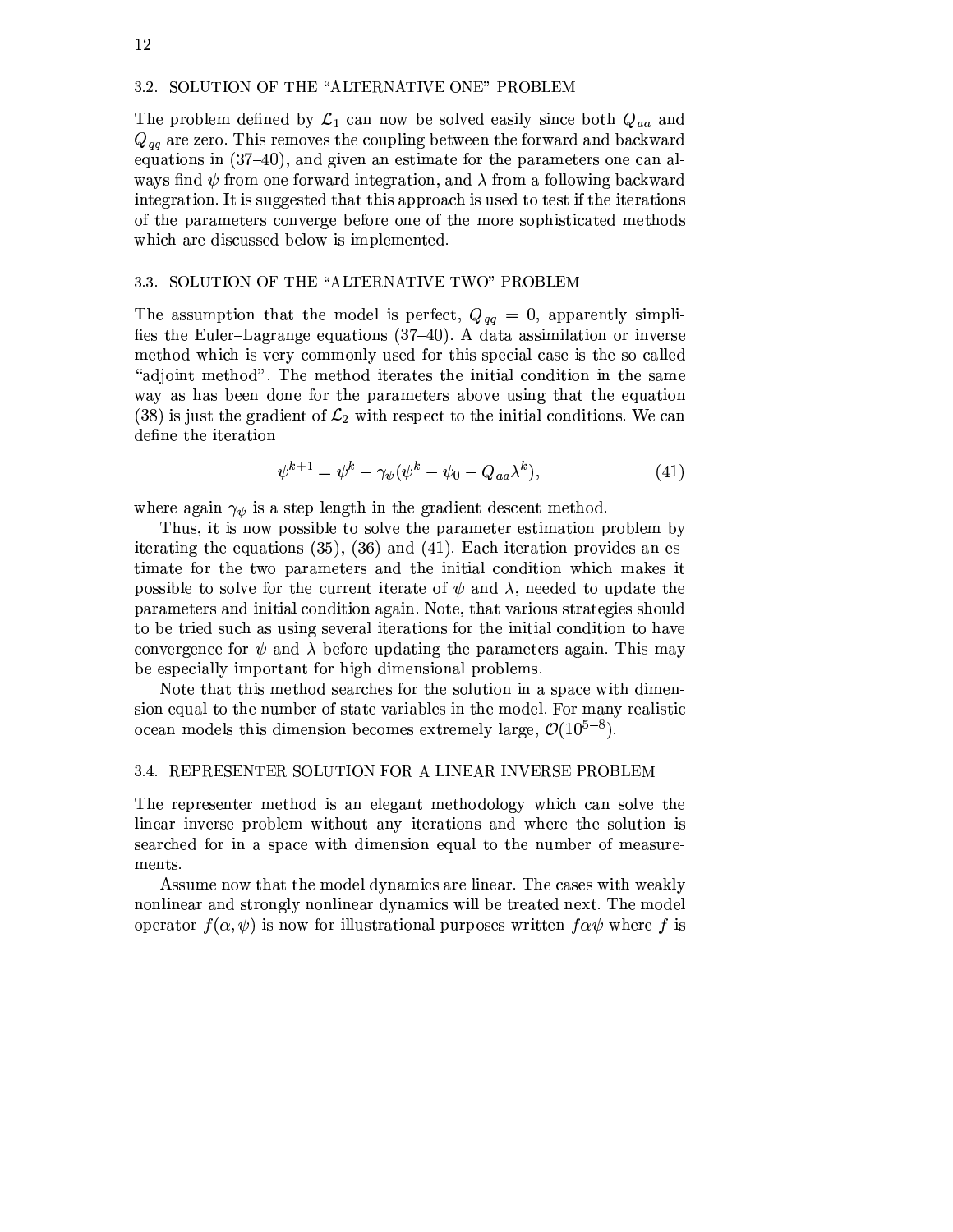### 3.2. SOLUTION OF THE "ALTERNATIVE ONE" PROBLEM

The problem defined by $\mathcal{L}_1$ can now be solved easily since both $Q_{aa}$ and $Q_{qq}$ are zero. This removes the coupling between the forward and backward equations in (37–40), and given an estimate for the parameters one can always find $\psi$ from one forward integration, and $\lambda$ from a following backward integration. It is suggested that this approach is used to test if the iterations of the parameters converge before one of the more sophisticated methods which are discussed below is implemented.

### 3.3. SOLUTION OF THE "ALTERNATIVE TWO" PROBLEM

The assumption that the model is perfect, $Q_{qq} = 0$, apparently simplifies the Euler–Lagrange equations (37–40). A data assimilation or inverse method which is very commonly used for this special case is the so called "adjoint method". The method iterates the initial condition in the same way as has been done for the parameters above using that the equation (38) is just the gradient of $\mathcal{L}_2$ with respect to the initial conditions. We can define the iteration

$$\psi^{k+1} = \psi^k - \gamma_\psi(\psi^k - \psi_0 - Q_{aa}\lambda^k), \tag{41}$$

where again $\gamma_\psi$ is a step length in the gradient descent method.

Thus, it is now possible to solve the parameter estimation problem by iterating the equations (35), (36) and (41). Each iteration provides an estimate for the two parameters and the initial condition which makes it possible to solve for the current iterate of $\psi$ and $\lambda$, needed to update the parameters and initial condition again. Note, that various strategies should to be tried such as using several iterations for the initial condition to have convergence for $\psi$ and $\lambda$ before updating the parameters again. This may be especially important for high dimensional problems.

Note that this method searches for the solution in a space with dimension equal to the number of state variables in the model. For many realistic ocean models this dimension becomes extremely large, $\mathcal{O}(10^{5-8})$.

### 3.4. REPRESENTER SOLUTION FOR A LINEAR INVERSE PROBLEM

The representer method is an elegant methodology which can solve the linear inverse problem without any iterations and where the solution is searched for in a space with dimension equal to the number of measurements.

Assume now that the model dynamics are linear. The cases with weakly nonlinear and strongly nonlinear dynamics will be treated next. The model operator $f(\alpha, \psi)$ is now for illustrational purposes written $f\alpha\psi$ where $f$ is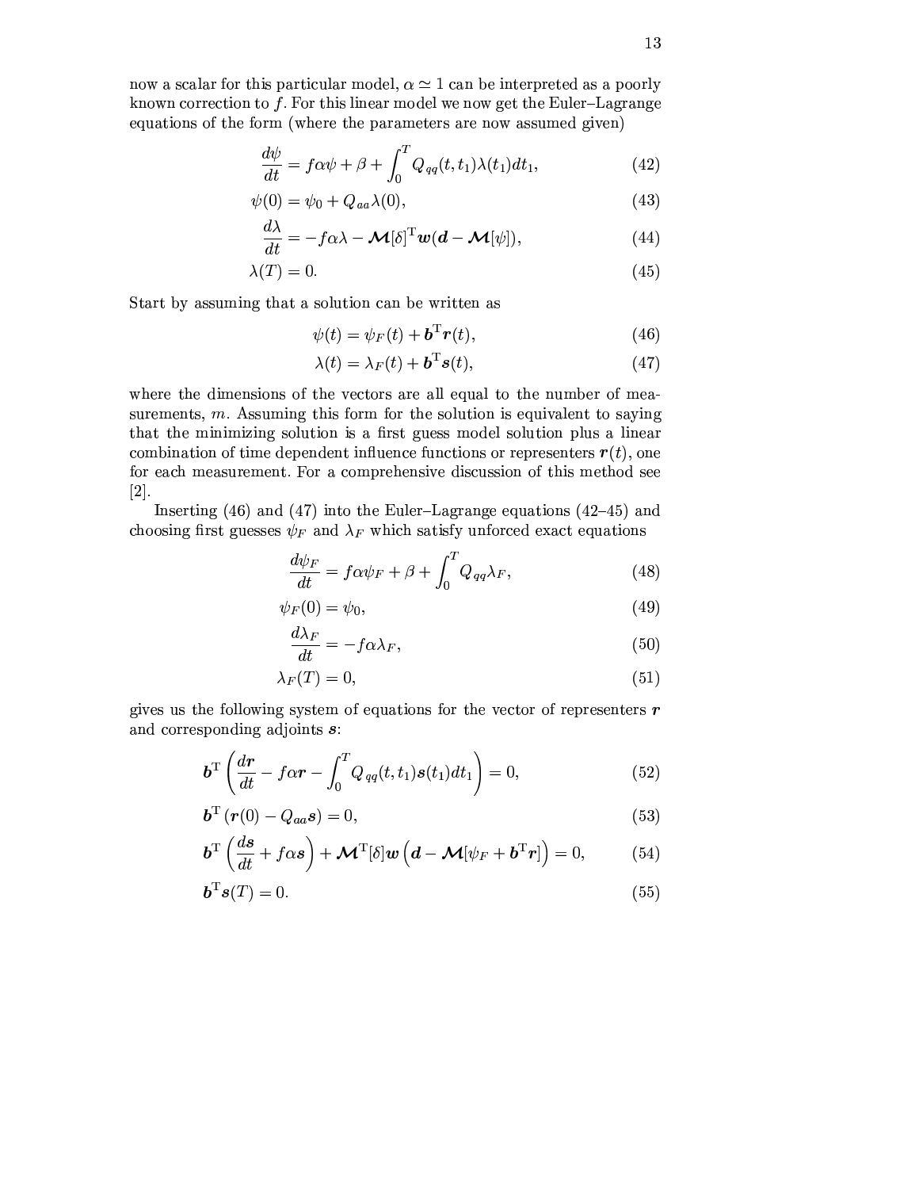now a scalar for this particular model, $\alpha \simeq 1$ can be interpreted as a poorly known correction to $f$. For this linear model we now get the Euler–Lagrange equations of the form (where the parameters are now assumed given)

$$\frac{d\psi}{dt} = f\alpha\psi + \beta + \int_0^T Q_{qq}(t,t_1)\lambda(t_1)dt_1, \tag{42}$$

$$\psi(0) = \psi_0 + Q_{aa}\lambda(0), \tag{43}$$

$$\frac{d\lambda}{dt} = -f\alpha\lambda - \boldsymbol{\mathcal{M}}[\delta]^{\mathrm{T}}\boldsymbol{w}(\boldsymbol{d} - \boldsymbol{\mathcal{M}}[\psi]), \tag{44}$$

$$\lambda(T) = 0. \tag{45}$$

Start by assuming that a solution can be written as

$$\psi(t) = \psi_F(t) + \boldsymbol{b}^{\mathrm{T}}\boldsymbol{r}(t), \tag{46}$$

$$\lambda(t) = \lambda_F(t) + \boldsymbol{b}^{\mathrm{T}}\boldsymbol{s}(t), \tag{47}$$

where the dimensions of the vectors are all equal to the number of measurements, $m$. Assuming this form for the solution is equivalent to saying that the minimizing solution is a first guess model solution plus a linear combination of time dependent influence functions or representers $\boldsymbol{r}(t)$, one for each measurement. For a comprehensive discussion of this method see [2].

Inserting (46) and (47) into the Euler–Lagrange equations (42–45) and choosing first guesses $\psi_F$ and $\lambda_F$ which satisfy unforced exact equations

$$\frac{d\psi_F}{dt} = f\alpha\psi_F + \beta + \int_0^T Q_{qq}\lambda_F, \tag{48}$$

$$\psi_F(0) = \psi_0, \tag{49}$$

$$\frac{d\lambda_F}{dt} = -f\alpha\lambda_F, \tag{50}$$

$$\lambda_F(T) = 0, \tag{51}$$

gives us the following system of equations for the vector of representers $\boldsymbol{r}$ and corresponding adjoints $\boldsymbol{s}$:

$$\boldsymbol{b}^{\mathrm{T}}\left(\frac{d\boldsymbol{r}}{dt} - f\alpha\boldsymbol{r} - \int_0^T Q_{qq}(t,t_1)\boldsymbol{s}(t_1)dt_1\right) = 0, \tag{52}$$

$$\boldsymbol{b}^{\mathrm{T}}\left(\boldsymbol{r}(0) - Q_{aa}\boldsymbol{s}\right) = 0, \tag{53}$$

$$\boldsymbol{b}^{\mathrm{T}}\left(\frac{d\boldsymbol{s}}{dt} + f\alpha\boldsymbol{s}\right) + \boldsymbol{\mathcal{M}}^{\mathrm{T}}[\delta]\boldsymbol{w}\left(\boldsymbol{d} - \boldsymbol{\mathcal{M}}[\psi_F + \boldsymbol{b}^{\mathrm{T}}\boldsymbol{r}]\right) = 0, \tag{54}$$

$$\boldsymbol{b}^{\mathrm{T}}\boldsymbol{s}(T) = 0. \tag{55}$$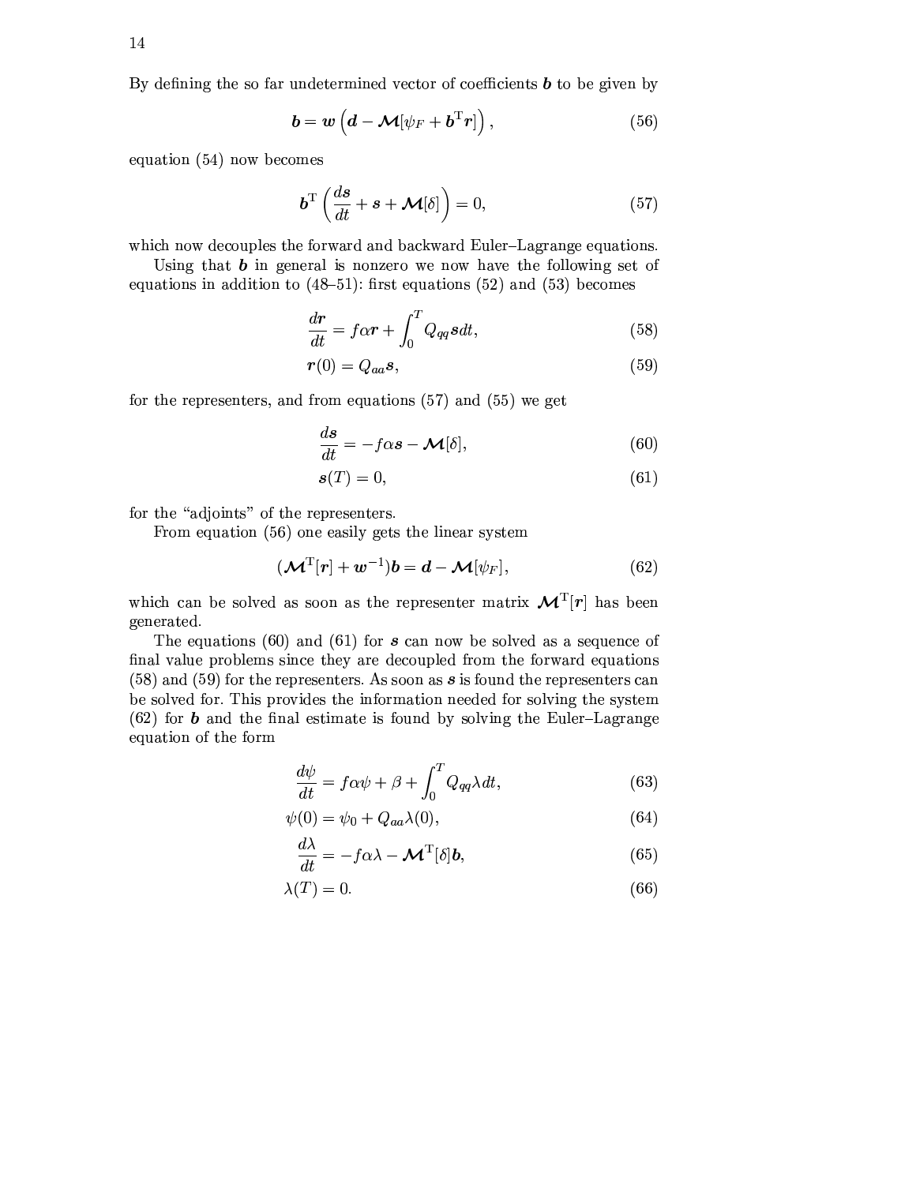By defining the so far undetermined vector of coefficients $\boldsymbol{b}$ to be given by

$$
\boldsymbol{b} = \boldsymbol{w} \left( \boldsymbol{d} - \boldsymbol{\mathcal{M}}[\psi_F + \boldsymbol{b}^{\mathrm{T}} \boldsymbol{r}] \right), \tag{56}
$$

equation (54) now becomes

$$
\boldsymbol{b}^{\mathrm{T}} \left( \frac{d\boldsymbol{s}}{dt} + \boldsymbol{s} + \boldsymbol{\mathcal{M}}[\delta] \right) = 0, \tag{57}
$$

which now decouples the forward and backward Euler–Lagrange equations.

Using that $\boldsymbol{b}$ in general is nonzero we now have the following set of equations in addition to (48–51): first equations (52) and (53) becomes

$$
\frac{d\boldsymbol{r}}{dt} = f\alpha \boldsymbol{r} + \int_0^T Q_{qq} \boldsymbol{s} dt, \tag{58}
$$

$$
\boldsymbol{r}(0) = Q_{aa} \boldsymbol{s}, \tag{59}
$$

for the representers, and from equations (57) and (55) we get

$$
\frac{d\boldsymbol{s}}{dt} = -f\alpha \boldsymbol{s} - \boldsymbol{\mathcal{M}}[\delta], \tag{60}
$$

$$
\boldsymbol{s}(T) = 0, \tag{61}
$$

for the "adjoints" of the representers.

From equation (56) one easily gets the linear system

$$
(\boldsymbol{\mathcal{M}}^{\mathrm{T}}[\boldsymbol{r}] + \boldsymbol{w}^{-1}) \boldsymbol{b} = \boldsymbol{d} - \boldsymbol{\mathcal{M}}[\psi_F], \tag{62}
$$

which can be solved as soon as the representer matrix $\boldsymbol{\mathcal{M}}^{\mathrm{T}}[\boldsymbol{r}]$ has been generated.

The equations (60) and (61) for $\boldsymbol{s}$ can now be solved as a sequence of final value problems since they are decoupled from the forward equations (58) and (59) for the representers. As soon as $\boldsymbol{s}$ is found the representers can be solved for. This provides the information needed for solving the system (62) for $\boldsymbol{b}$ and the final estimate is found by solving the Euler–Lagrange equation of the form

$$
\frac{d\psi}{dt} = f\alpha\psi + \beta + \int_0^T Q_{qq} \lambda dt, \tag{63}
$$

$$
\psi(0) = \psi_0 + Q_{aa} \lambda(0), \tag{64}
$$

$$
\frac{d\lambda}{dt} = -f\alpha\lambda - \boldsymbol{\mathcal{M}}^{\mathrm{T}}[\delta] \boldsymbol{b}, \tag{65}
$$

$$
\lambda(T) = 0. \tag{66}
$$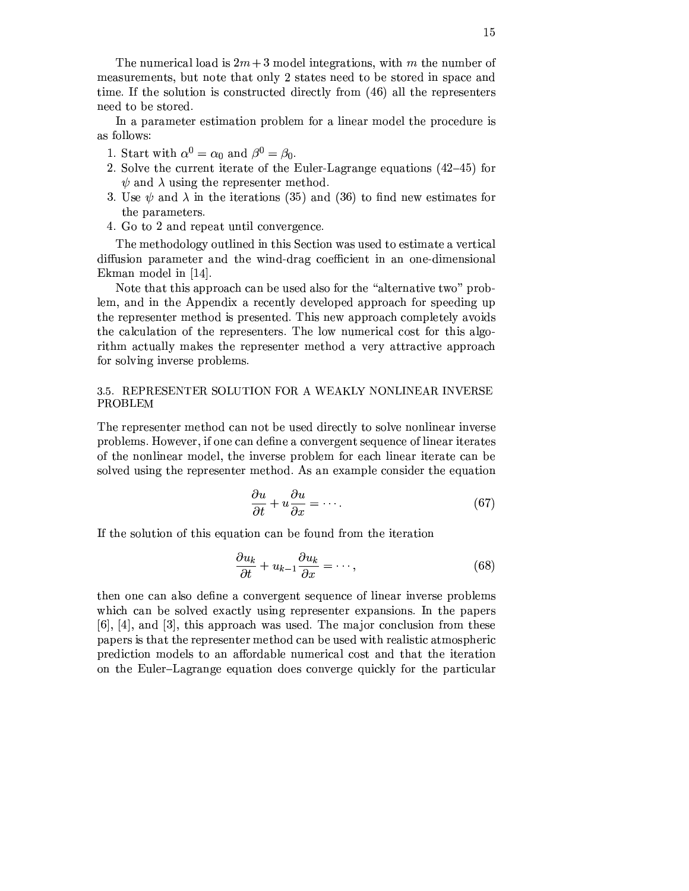The numerical load is $2m+3$ model integrations, with $m$ the number of measurements, but note that only 2 states need to be stored in space and time. If the solution is constructed directly from (46) all the representers need to be stored.

In a parameter estimation problem for a linear model the procedure is as follows:

1. Start with $\alpha^0 = \alpha_0$ and $\beta^0 = \beta_0$.
2. Solve the current iterate of the Euler-Lagrange equations (42–45) for $\psi$ and $\lambda$ using the representer method.
3. Use $\psi$ and $\lambda$ in the iterations (35) and (36) to find new estimates for the parameters.
4. Go to 2 and repeat until convergence.

The methodology outlined in this Section was used to estimate a vertical diffusion parameter and the wind-drag coefficient in an one-dimensional Ekman model in [14].

Note that this approach can be used also for the "alternative two" problem, and in the Appendix a recently developed approach for speeding up the representer method is presented. This new approach completely avoids the calculation of the representers. The low numerical cost for this algorithm actually makes the representer method a very attractive approach for solving inverse problems.

### 3.5. REPRESENTER SOLUTION FOR A WEAKLY NONLINEAR INVERSE PROBLEM

The representer method can not be used directly to solve nonlinear inverse problems. However, if one can define a convergent sequence of linear iterates of the nonlinear model, the inverse problem for each linear iterate can be solved using the representer method. As an example consider the equation

$$\frac{\partial u}{\partial t} + u \frac{\partial u}{\partial x} = \cdots . \tag{67}$$

If the solution of this equation can be found from the iteration

$$\frac{\partial u_k}{\partial t} + u_{k-1} \frac{\partial u_k}{\partial x} = \cdots , \tag{68}$$

then one can also define a convergent sequence of linear inverse problems which can be solved exactly using representer expansions. In the papers [6], [4], and [3], this approach was used. The major conclusion from these papers is that the representer method can be used with realistic atmospheric prediction models to an affordable numerical cost and that the iteration on the Euler–Lagrange equation does converge quickly for the particular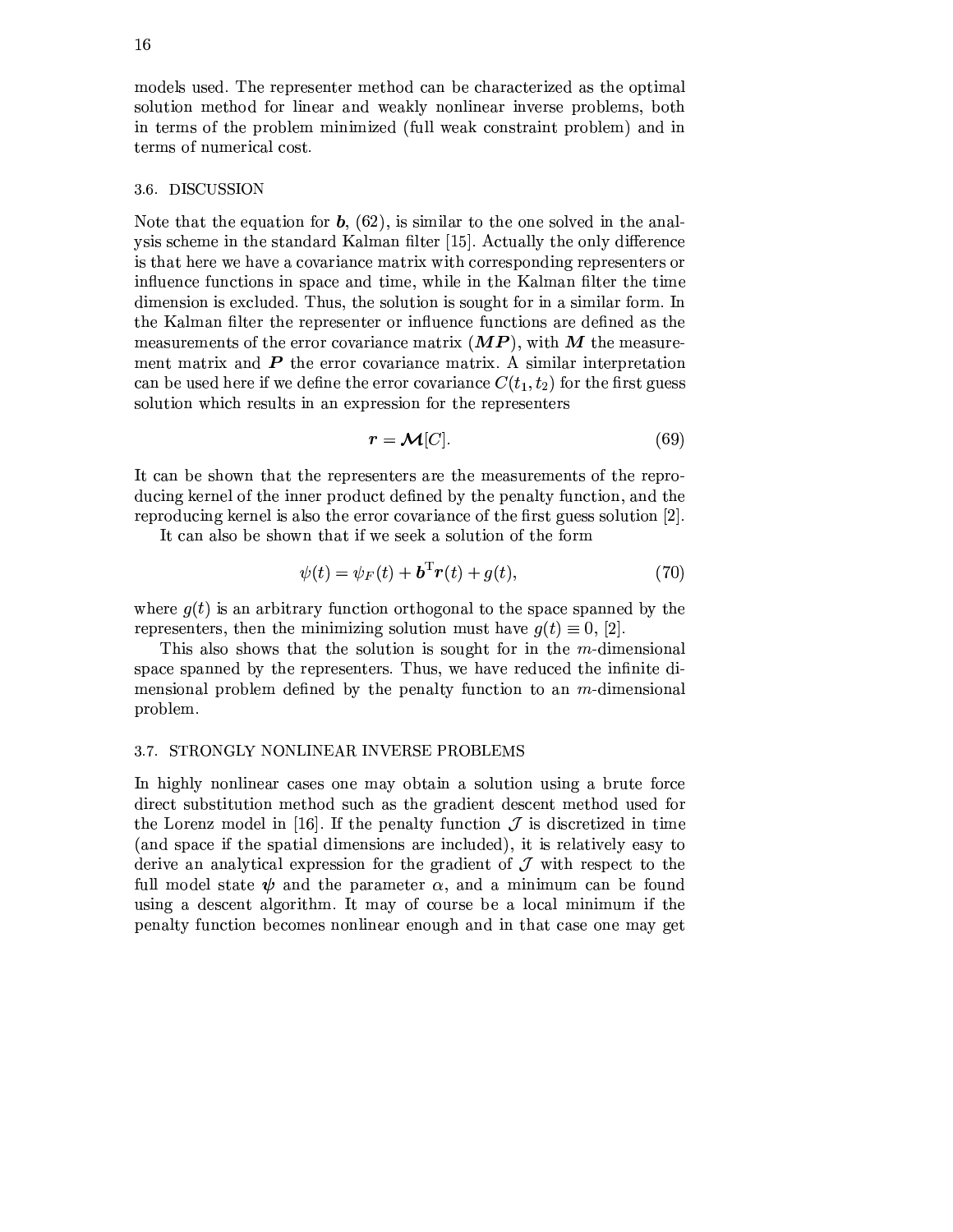models used. The representer method can be characterized as the optimal solution method for linear and weakly nonlinear inverse problems, both in terms of the problem minimized (full weak constraint problem) and in terms of numerical cost.

### 3.6. DISCUSSION

Note that the equation for $\boldsymbol{b}$, (62), is similar to the one solved in the analysis scheme in the standard Kalman filter [15]. Actually the only difference is that here we have a covariance matrix with corresponding representers or influence functions in space and time, while in the Kalman filter the time dimension is excluded. Thus, the solution is sought for in a similar form. In the Kalman filter the representer or influence functions are defined as the measurements of the error covariance matrix ($\boldsymbol{MP}$), with $\boldsymbol{M}$ the measurement matrix and $\boldsymbol{P}$ the error covariance matrix. A similar interpretation can be used here if we define the error covariance $C(t_1, t_2)$ for the first guess solution which results in an expression for the representers

$$\boldsymbol{r} = \boldsymbol{\mathcal{M}}[C]. \tag{69}$$

It can be shown that the representers are the measurements of the reproducing kernel of the inner product defined by the penalty function, and the reproducing kernel is also the error covariance of the first guess solution [2].

It can also be shown that if we seek a solution of the form

$$\psi(t) = \psi_F(t) + \boldsymbol{b}^{\mathrm{T}}\boldsymbol{r}(t) + g(t), \tag{70}$$

where $g(t)$ is an arbitrary function orthogonal to the space spanned by the representers, then the minimizing solution must have $g(t) \equiv 0$, [2].

This also shows that the solution is sought for in the $m$-dimensional space spanned by the representers. Thus, we have reduced the infinite dimensional problem defined by the penalty function to an $m$-dimensional problem.

### 3.7. STRONGLY NONLINEAR INVERSE PROBLEMS

In highly nonlinear cases one may obtain a solution using a brute force direct substitution method such as the gradient descent method used for the Lorenz model in [16]. If the penalty function $\mathcal{J}$ is discretized in time (and space if the spatial dimensions are included), it is relatively easy to derive an analytical expression for the gradient of $\mathcal{J}$ with respect to the full model state $\boldsymbol{\psi}$ and the parameter $\alpha$, and a minimum can be found using a descent algorithm. It may of course be a local minimum if the penalty function becomes nonlinear enough and in that case one may get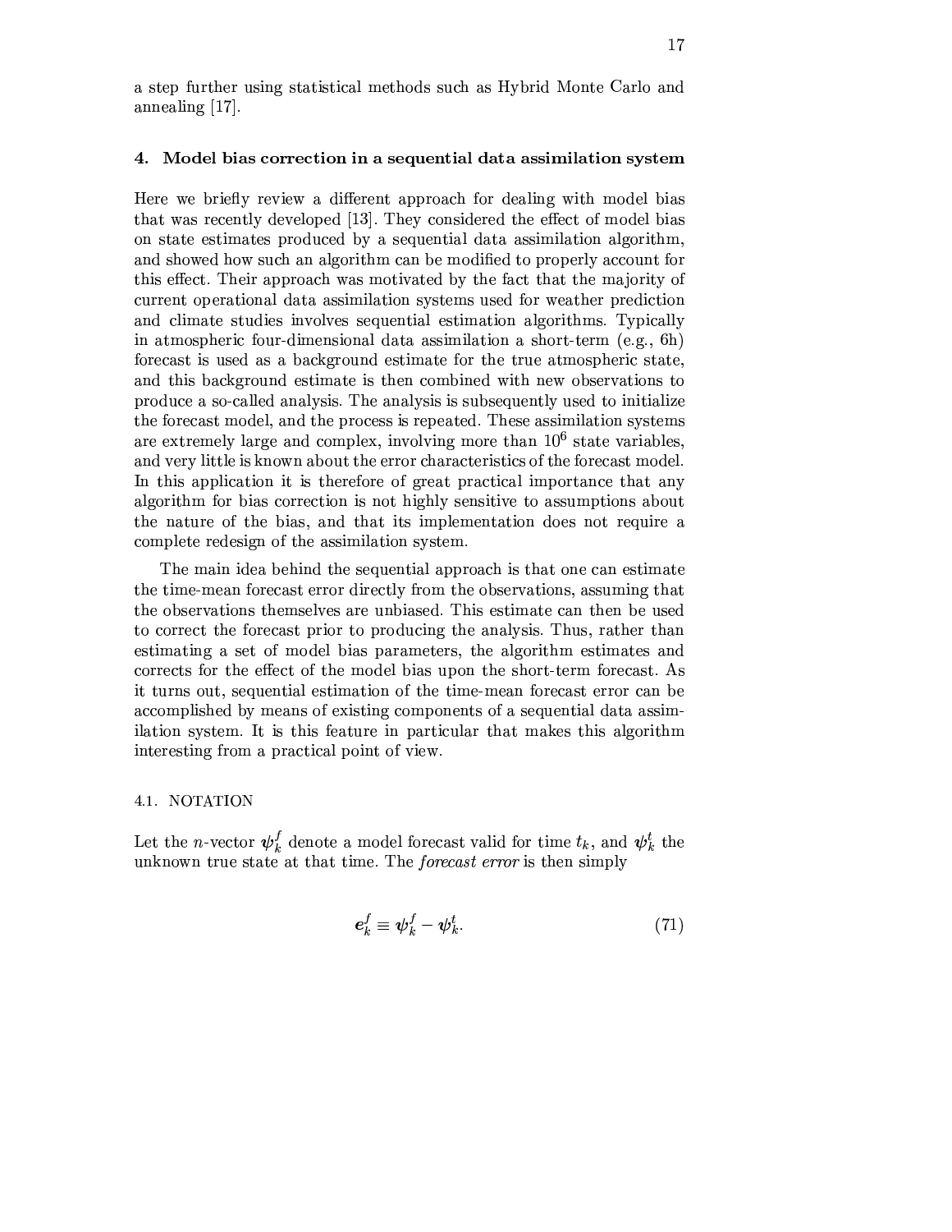a step further using statistical methods such as Hybrid Monte Carlo and annealing [17].

## 4. Model bias correction in a sequential data assimilation system

Here we briefly review a different approach for dealing with model bias that was recently developed [13]. They considered the effect of model bias on state estimates produced by a sequential data assimilation algorithm, and showed how such an algorithm can be modified to properly account for this effect. Their approach was motivated by the fact that the majority of current operational data assimilation systems used for weather prediction and climate studies involves sequential estimation algorithms. Typically in atmospheric four-dimensional data assimilation a short-term (e.g., 6h) forecast is used as a background estimate for the true atmospheric state, and this background estimate is then combined with new observations to produce a so-called analysis. The analysis is subsequently used to initialize the forecast model, and the process is repeated. These assimilation systems are extremely large and complex, involving more than $10^6$ state variables, and very little is known about the error characteristics of the forecast model. In this application it is therefore of great practical importance that any algorithm for bias correction is not highly sensitive to assumptions about the nature of the bias, and that its implementation does not require a complete redesign of the assimilation system.

The main idea behind the sequential approach is that one can estimate the time-mean forecast error directly from the observations, assuming that the observations themselves are unbiased. This estimate can then be used to correct the forecast prior to producing the analysis. Thus, rather than estimating a set of model bias parameters, the algorithm estimates and corrects for the effect of the model bias upon the short-term forecast. As it turns out, sequential estimation of the time-mean forecast error can be accomplished by means of existing components of a sequential data assimilation system. It is this feature in particular that makes this algorithm interesting from a practical point of view.

### 4.1. NOTATION

Let the $n$-vector $\boldsymbol{\psi}_k^f$ denote a model forecast valid for time $t_k$, and $\boldsymbol{\psi}_k^t$ the unknown true state at that time. The *forecast error* is then simply

$$\boldsymbol{e}_k^f \equiv \boldsymbol{\psi}_k^f - \boldsymbol{\psi}_k^t. \tag{71}$$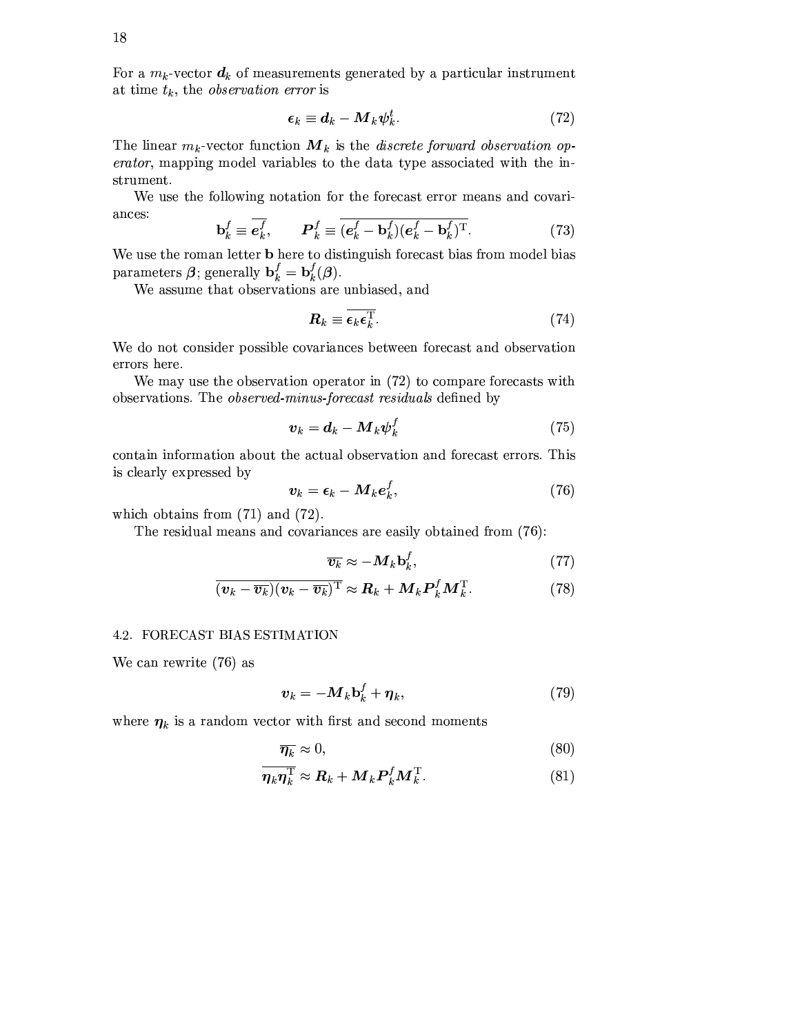For a $m_k$-vector $\boldsymbol{d}_k$ of measurements generated by a particular instrument at time $t_k$, the *observation error* is

$$\boldsymbol{\epsilon}_k \equiv \boldsymbol{d}_k - \boldsymbol{M}_k \boldsymbol{\psi}_k^t. \tag{72}$$

The linear $m_k$-vector function $\boldsymbol{M}_k$ is the *discrete forward observation operator*, mapping model variables to the data type associated with the instrument.

We use the following notation for the forecast error means and covariances:

$$\mathbf{b}_k^f \equiv \overline{\boldsymbol{e}_k^f}, \qquad \boldsymbol{P}_k^f \equiv \overline{(\boldsymbol{e}_k^f - \mathbf{b}_k^f)(\boldsymbol{e}_k^f - \mathbf{b}_k^f)^{\mathrm{T}}}. \tag{73}$$

We use the roman letter $\mathbf{b}$ here to distinguish forecast bias from model bias parameters $\boldsymbol{\beta}$; generally $\mathbf{b}_k^f = \mathbf{b}_k^f(\boldsymbol{\beta})$.

We assume that observations are unbiased, and

$$\boldsymbol{R}_k \equiv \overline{\boldsymbol{\epsilon}_k \boldsymbol{\epsilon}_k^{\mathrm{T}}}. \tag{74}$$

We do not consider possible covariances between forecast and observation errors here.

We may use the observation operator in (72) to compare forecasts with observations. The *observed-minus-forecast residuals* defined by

$$\boldsymbol{v}_k = \boldsymbol{d}_k - \boldsymbol{M}_k \boldsymbol{\psi}_k^f \tag{75}$$

contain information about the actual observation and forecast errors. This is clearly expressed by

$$\boldsymbol{v}_k = \boldsymbol{\epsilon}_k - \boldsymbol{M}_k \boldsymbol{e}_k^f, \tag{76}$$

which obtains from (71) and (72).

The residual means and covariances are easily obtained from (76):

$$\overline{\boldsymbol{v}_k} \approx -\boldsymbol{M}_k \mathbf{b}_k^f, \tag{77}$$

$$\overline{(\boldsymbol{v}_k - \overline{\boldsymbol{v}_k})(\boldsymbol{v}_k - \overline{\boldsymbol{v}_k})^{\mathrm{T}}} \approx \boldsymbol{R}_k + \boldsymbol{M}_k \boldsymbol{P}_k^f \boldsymbol{M}_k^{\mathrm{T}}. \tag{78}$$

### 4.2. FORECAST BIAS ESTIMATION

We can rewrite (76) as

$$\boldsymbol{v}_k = -\boldsymbol{M}_k \mathbf{b}_k^f + \boldsymbol{\eta}_k, \tag{79}$$

where $\boldsymbol{\eta}_k$ is a random vector with first and second moments

$$\overline{\boldsymbol{\eta}_k} \approx 0, \tag{80}$$

$$\overline{\boldsymbol{\eta}_k \boldsymbol{\eta}_k^{\mathrm{T}}} \approx \boldsymbol{R}_k + \boldsymbol{M}_k \boldsymbol{P}_k^f \boldsymbol{M}_k^{\mathrm{T}}. \tag{81}$$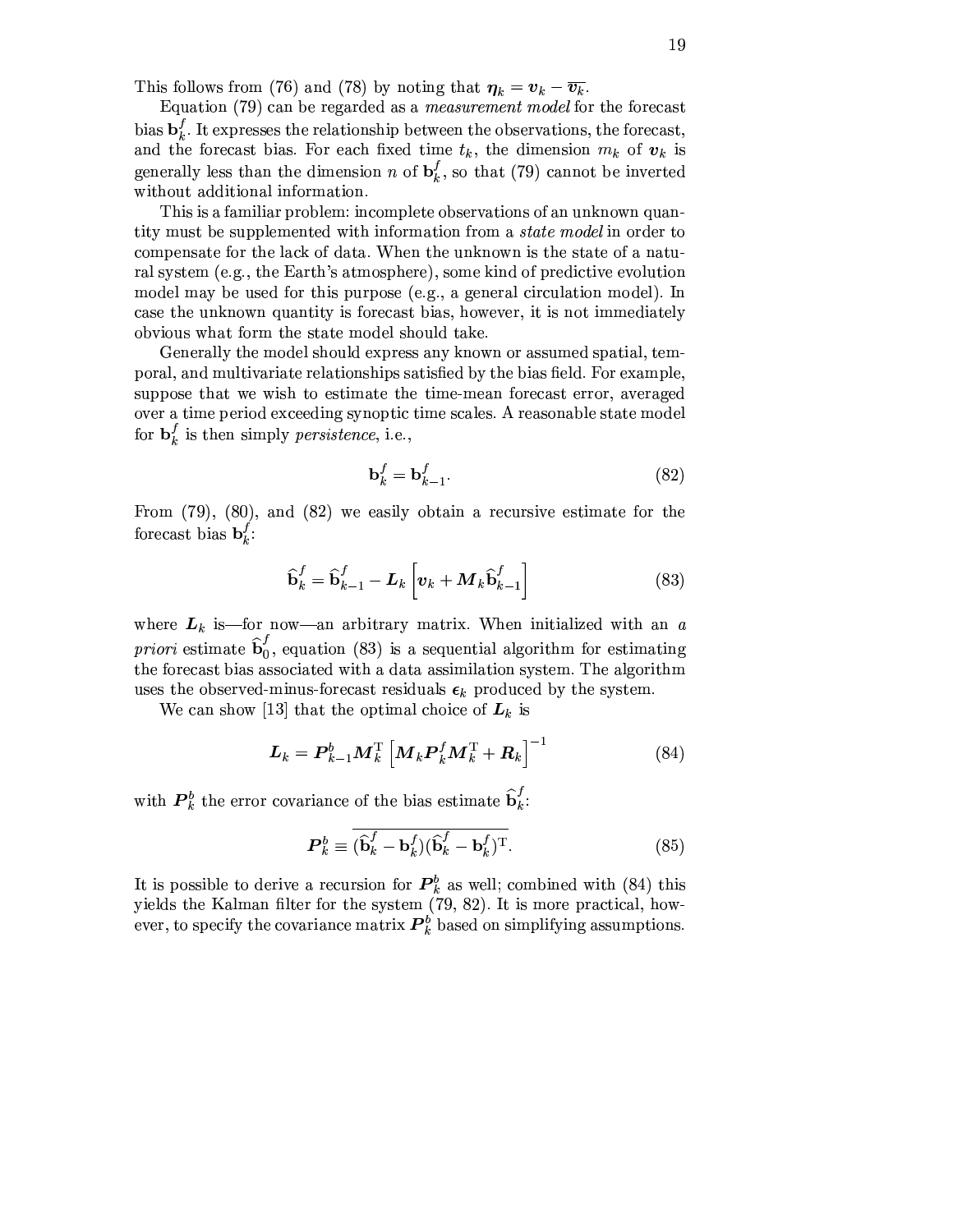This follows from (76) and (78) by noting that $\boldsymbol{\eta}_k = \boldsymbol{v}_k - \overline{\boldsymbol{v}_k}$.

Equation (79) can be regarded as a *measurement model* for the forecast bias $\mathbf{b}_k^f$. It expresses the relationship between the observations, the forecast, and the forecast bias. For each fixed time $t_k$, the dimension $m_k$ of $\boldsymbol{v}_k$ is generally less than the dimension $n$ of $\mathbf{b}_k^f$, so that (79) cannot be inverted without additional information.

This is a familiar problem: incomplete observations of an unknown quantity must be supplemented with information from a *state model* in order to compensate for the lack of data. When the unknown is the state of a natural system (e.g., the Earth's atmosphere), some kind of predictive evolution model may be used for this purpose (e.g., a general circulation model). In case the unknown quantity is forecast bias, however, it is not immediately obvious what form the state model should take.

Generally the model should express any known or assumed spatial, temporal, and multivariate relationships satisfied by the bias field. For example, suppose that we wish to estimate the time-mean forecast error, averaged over a time period exceeding synoptic time scales. A reasonable state model for $\mathbf{b}_k^f$ is then simply *persistence*, i.e.,

$$\mathbf{b}_k^f = \mathbf{b}_{k-1}^f. \tag{82}$$

From (79), (80), and (82) we easily obtain a recursive estimate for the forecast bias $\mathbf{b}_k^f$:

$$\widehat{\mathbf{b}}_k^f = \widehat{\mathbf{b}}_{k-1}^f - \boldsymbol{L}_k \left[\boldsymbol{v}_k + \boldsymbol{M}_k \widehat{\mathbf{b}}_{k-1}^f\right] \tag{83}$$

where $\boldsymbol{L}_k$ is—for now—an arbitrary matrix. When initialized with an *a priori* estimate $\widehat{\mathbf{b}}_0^f$, equation (83) is a sequential algorithm for estimating the forecast bias associated with a data assimilation system. The algorithm uses the observed-minus-forecast residuals $\boldsymbol{\epsilon}_k$ produced by the system.

We can show [13] that the optimal choice of $\boldsymbol{L}_k$ is

$$\boldsymbol{L}_k = \boldsymbol{P}_{k-1}^b \boldsymbol{M}_k^{\mathrm{T}} \left[\boldsymbol{M}_k \boldsymbol{P}_k^f \boldsymbol{M}_k^{\mathrm{T}} + \boldsymbol{R}_k\right]^{-1} \tag{84}$$

with $\boldsymbol{P}_k^b$ the error covariance of the bias estimate $\widehat{\mathbf{b}}_k^f$:

$$\boldsymbol{P}_k^b \equiv \overline{(\widehat{\mathbf{b}}_k^f - \mathbf{b}_k^f)(\widehat{\mathbf{b}}_k^f - \mathbf{b}_k^f)^{\mathrm{T}}}. \tag{85}$$

It is possible to derive a recursion for $\boldsymbol{P}_k^b$ as well; combined with (84) this yields the Kalman filter for the system (79, 82). It is more practical, however, to specify the covariance matrix $\boldsymbol{P}_k^b$ based on simplifying assumptions.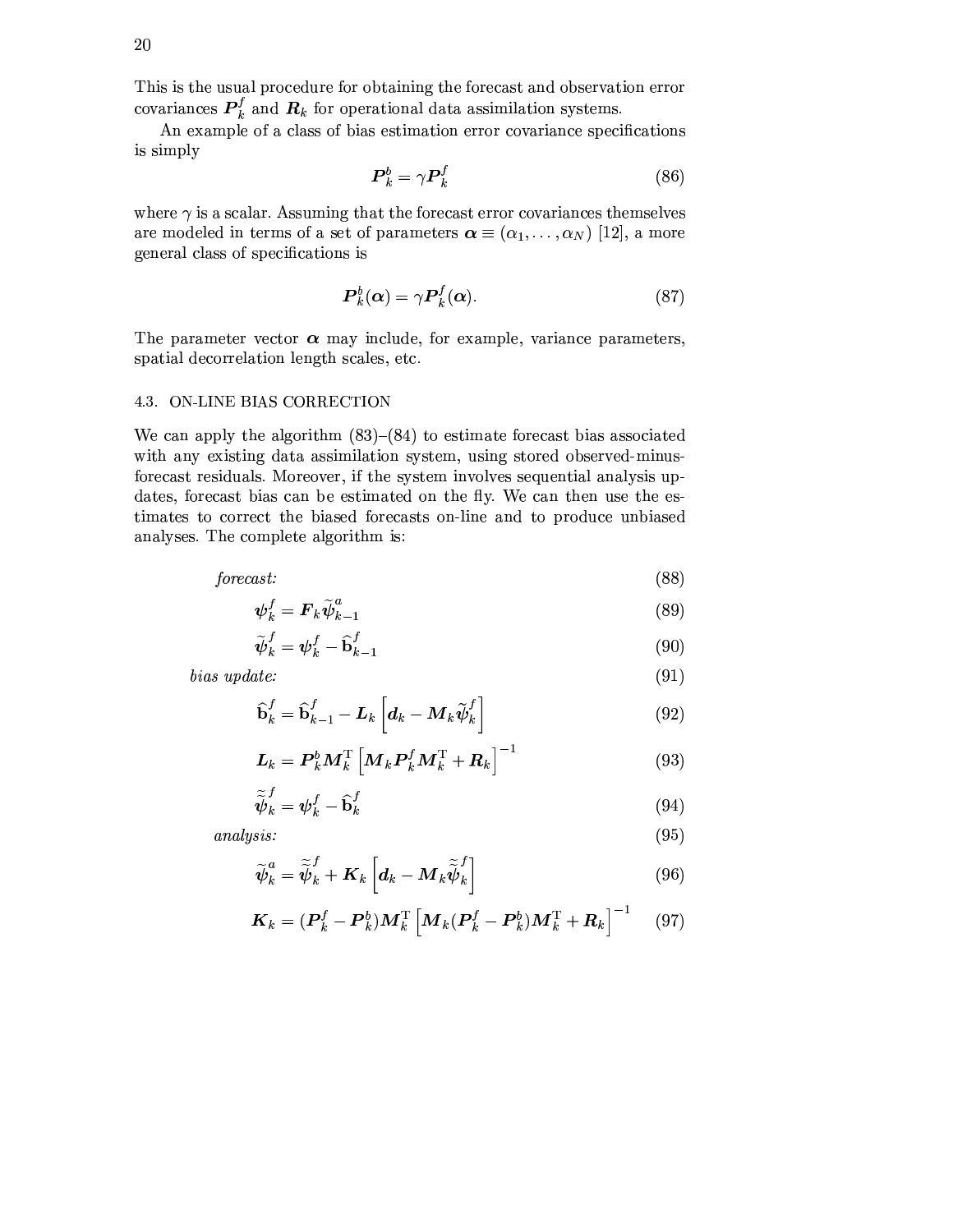This is the usual procedure for obtaining the forecast and observation error covariances $\boldsymbol{P}_k^f$ and $\boldsymbol{R}_k$ for operational data assimilation systems.

An example of a class of bias estimation error covariance specifications is simply

$$\boldsymbol{P}_k^b = \gamma \boldsymbol{P}_k^f \tag{86}$$

where $\gamma$ is a scalar. Assuming that the forecast error covariances themselves are modeled in terms of a set of parameters $\boldsymbol{\alpha} \equiv (\alpha_1, \ldots, \alpha_N)$ [12], a more general class of specifications is

$$\boldsymbol{P}_k^b(\boldsymbol{\alpha}) = \gamma \boldsymbol{P}_k^f(\boldsymbol{\alpha}). \tag{87}$$

The parameter vector $\boldsymbol{\alpha}$ may include, for example, variance parameters, spatial decorrelation length scales, etc.

### 4.3. ON-LINE BIAS CORRECTION

We can apply the algorithm (83)–(84) to estimate forecast bias associated with any existing data assimilation system, using stored observed-minus-forecast residuals. Moreover, if the system involves sequential analysis updates, forecast bias can be estimated on the fly. We can then use the estimates to correct the biased forecasts on-line and to produce unbiased analyses. The complete algorithm is:

*forecast:* (88)

$$\boldsymbol{\psi}_k^f = \boldsymbol{F}_k \widetilde{\boldsymbol{\psi}}_{k-1}^a \tag{89}$$

$$\widetilde{\boldsymbol{\psi}}_k^f = \boldsymbol{\psi}_k^f - \widehat{\mathbf{b}}_{k-1}^f \tag{90}$$

*bias update:* (91)

$$\widehat{\mathbf{b}}_k^f = \widehat{\mathbf{b}}_{k-1}^f - \boldsymbol{L}_k \left[ \boldsymbol{d}_k - \boldsymbol{M}_k \widetilde{\boldsymbol{\psi}}_k^f \right] \tag{92}$$

$$\boldsymbol{L}_k = \boldsymbol{P}_k^b \boldsymbol{M}_k^{\mathrm{T}} \left[ \boldsymbol{M}_k \boldsymbol{P}_k^f \boldsymbol{M}_k^{\mathrm{T}} + \boldsymbol{R}_k \right]^{-1} \tag{93}$$

$$\widetilde{\widetilde{\boldsymbol{\psi}}}_k^f = \boldsymbol{\psi}_k^f - \widehat{\mathbf{b}}_k^f \tag{94}$$

*analysis:* (95)

$$\widetilde{\boldsymbol{\psi}}_k^a = \widetilde{\widetilde{\boldsymbol{\psi}}}_k^f + \boldsymbol{K}_k \left[ \boldsymbol{d}_k - \boldsymbol{M}_k \widetilde{\widetilde{\boldsymbol{\psi}}}_k^f \right] \tag{96}$$

$$\boldsymbol{K}_k = (\boldsymbol{P}_k^f - \boldsymbol{P}_k^b) \boldsymbol{M}_k^{\mathrm{T}} \left[ \boldsymbol{M}_k (\boldsymbol{P}_k^f - \boldsymbol{P}_k^b) \boldsymbol{M}_k^{\mathrm{T}} + \boldsymbol{R}_k \right]^{-1} \tag{97}$$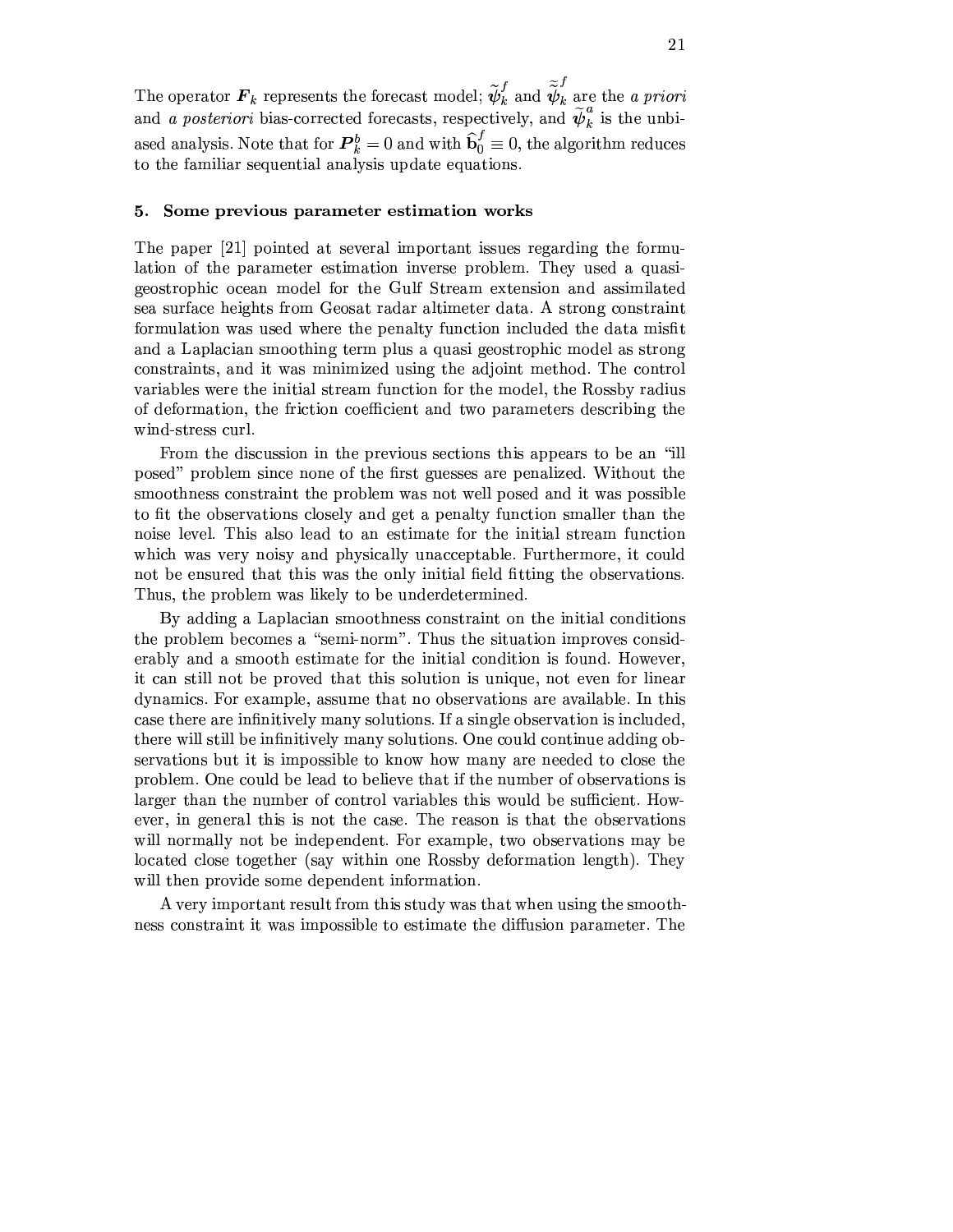The operator $\boldsymbol{F}_k$ represents the forecast model; $\widetilde{\boldsymbol{\psi}}_k^f$ and $\widetilde{\widetilde{\boldsymbol{\psi}}}_k^f$ are the *a priori* and *a posteriori* bias-corrected forecasts, respectively, and $\widetilde{\boldsymbol{\psi}}_k^a$ is the unbiased analysis. Note that for $\boldsymbol{P}_k^b = 0$ and with $\widehat{\mathbf{b}}_0^f \equiv 0$, the algorithm reduces to the familiar sequential analysis update equations.

## 5. Some previous parameter estimation works

The paper [21] pointed at several important issues regarding the formulation of the parameter estimation inverse problem. They used a quasi-geostrophic ocean model for the Gulf Stream extension and assimilated sea surface heights from Geosat radar altimeter data. A strong constraint formulation was used where the penalty function included the data misfit and a Laplacian smoothing term plus a quasi geostrophic model as strong constraints, and it was minimized using the adjoint method. The control variables were the initial stream function for the model, the Rossby radius of deformation, the friction coefficient and two parameters describing the wind-stress curl.

From the discussion in the previous sections this appears to be an "ill posed" problem since none of the first guesses are penalized. Without the smoothness constraint the problem was not well posed and it was possible to fit the observations closely and get a penalty function smaller than the noise level. This also lead to an estimate for the initial stream function which was very noisy and physically unacceptable. Furthermore, it could not be ensured that this was the only initial field fitting the observations. Thus, the problem was likely to be underdetermined.

By adding a Laplacian smoothness constraint on the initial conditions the problem becomes a "semi-norm". Thus the situation improves considerably and a smooth estimate for the initial condition is found. However, it can still not be proved that this solution is unique, not even for linear dynamics. For example, assume that no observations are available. In this case there are infinitively many solutions. If a single observation is included, there will still be infinitively many solutions. One could continue adding observations but it is impossible to know how many are needed to close the problem. One could be lead to believe that if the number of observations is larger than the number of control variables this would be sufficient. However, in general this is not the case. The reason is that the observations will normally not be independent. For example, two observations may be located close together (say within one Rossby deformation length). They will then provide some dependent information.

A very important result from this study was that when using the smoothness constraint it was impossible to estimate the diffusion parameter. The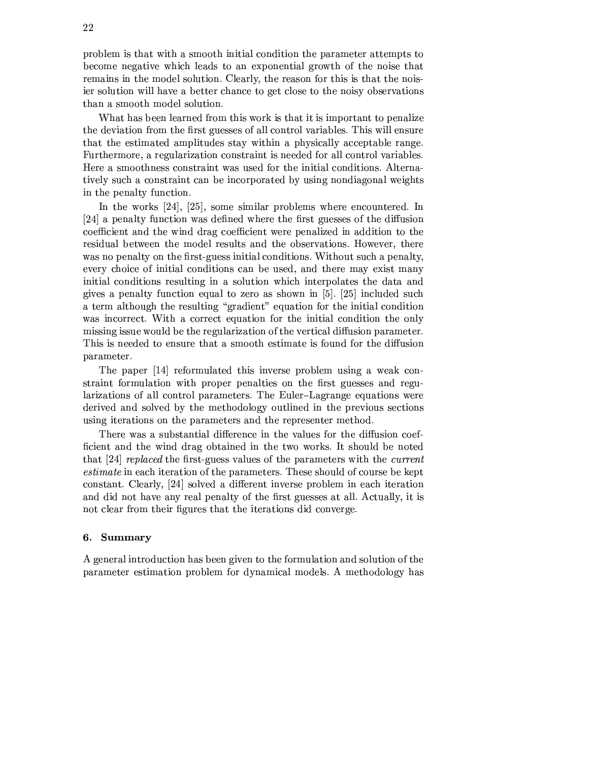problem is that with a smooth initial condition the parameter attempts to become negative which leads to an exponential growth of the noise that remains in the model solution. Clearly, the reason for this is that the noisier solution will have a better chance to get close to the noisy observations than a smooth model solution.

What has been learned from this work is that it is important to penalize the deviation from the first guesses of all control variables. This will ensure that the estimated amplitudes stay within a physically acceptable range. Furthermore, a regularization constraint is needed for all control variables. Here a smoothness constraint was used for the initial conditions. Alternatively such a constraint can be incorporated by using nondiagonal weights in the penalty function.

In the works [24], [25], some similar problems where encountered. In [24] a penalty function was defined where the first guesses of the diffusion coefficient and the wind drag coefficient were penalized in addition to the residual between the model results and the observations. However, there was no penalty on the first-guess initial conditions. Without such a penalty, every choice of initial conditions can be used, and there may exist many initial conditions resulting in a solution which interpolates the data and gives a penalty function equal to zero as shown in [5]. [25] included such a term although the resulting "gradient" equation for the initial condition was incorrect. With a correct equation for the initial condition the only missing issue would be the regularization of the vertical diffusion parameter. This is needed to ensure that a smooth estimate is found for the diffusion parameter.

The paper [14] reformulated this inverse problem using a weak constraint formulation with proper penalties on the first guesses and regularizations of all control parameters. The Euler–Lagrange equations were derived and solved by the methodology outlined in the previous sections using iterations on the parameters and the representer method.

There was a substantial difference in the values for the diffusion coefficient and the wind drag obtained in the two works. It should be noted that [24] *replaced* the first-guess values of the parameters with the *current estimate* in each iteration of the parameters. These should of course be kept constant. Clearly, [24] solved a different inverse problem in each iteration and did not have any real penalty of the first guesses at all. Actually, it is not clear from their figures that the iterations did converge.

## 6. Summary

A general introduction has been given to the formulation and solution of the parameter estimation problem for dynamical models. A methodology has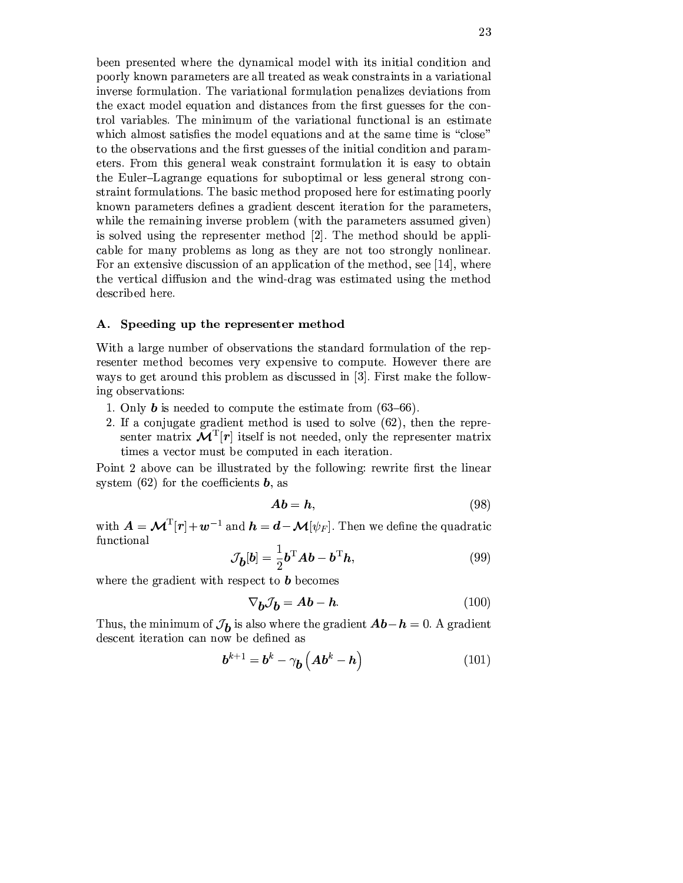been presented where the dynamical model with its initial condition and poorly known parameters are all treated as weak constraints in a variational inverse formulation. The variational formulation penalizes deviations from the exact model equation and distances from the first guesses for the control variables. The minimum of the variational functional is an estimate which almost satisfies the model equations and at the same time is "close" to the observations and the first guesses of the initial condition and parameters. From this general weak constraint formulation it is easy to obtain the Euler–Lagrange equations for suboptimal or less general strong constraint formulations. The basic method proposed here for estimating poorly known parameters defines a gradient descent iteration for the parameters, while the remaining inverse problem (with the parameters assumed given) is solved using the representer method [2]. The method should be applicable for many problems as long as they are not too strongly nonlinear. For an extensive discussion of an application of the method, see [14], where the vertical diffusion and the wind-drag was estimated using the method described here.

### A. Speeding up the representer method

With a large number of observations the standard formulation of the representer method becomes very expensive to compute. However there are ways to get around this problem as discussed in [3]. First make the following observations:

1. Only $\boldsymbol{b}$ is needed to compute the estimate from (63–66).
2. If a conjugate gradient method is used to solve (62), then the representer matrix $\boldsymbol{\mathcal{M}}^{\mathrm{T}}[\boldsymbol{r}]$ itself is not needed, only the representer matrix times a vector must be computed in each iteration.

Point 2 above can be illustrated by the following: rewrite first the linear system (62) for the coefficients $\boldsymbol{b}$, as

$$\boldsymbol{A}\boldsymbol{b} = \boldsymbol{h}, \tag{98}$$

with $\boldsymbol{A} = \boldsymbol{\mathcal{M}}^{\mathrm{T}}[\boldsymbol{r}] + \boldsymbol{w}^{-1}$ and $\boldsymbol{h} = \boldsymbol{d} - \boldsymbol{\mathcal{M}}[\psi_F]$. Then we define the quadratic functional

$$\mathcal{J}_{\boldsymbol{b}}[\boldsymbol{b}] = \frac{1}{2}\boldsymbol{b}^{\mathrm{T}}\boldsymbol{A}\boldsymbol{b} - \boldsymbol{b}^{\mathrm{T}}\boldsymbol{h}, \tag{99}$$

where the gradient with respect to $\boldsymbol{b}$ becomes

$$\nabla_{\boldsymbol{b}}\mathcal{J}_{\boldsymbol{b}} = \boldsymbol{A}\boldsymbol{b} - \boldsymbol{h}. \tag{100}$$

Thus, the minimum of $\mathcal{J}_{\boldsymbol{b}}$ is also where the gradient $\boldsymbol{A}\boldsymbol{b} - \boldsymbol{h} = 0$. A gradient descent iteration can now be defined as

$$\boldsymbol{b}^{k+1} = \boldsymbol{b}^{k} - \gamma_{\boldsymbol{b}}\left(\boldsymbol{A}\boldsymbol{b}^{k} - \boldsymbol{h}\right) \tag{101}$$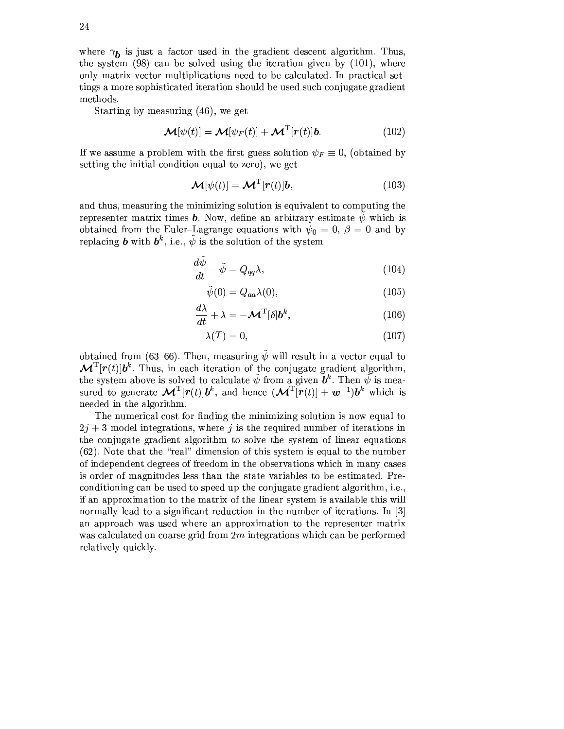where $\gamma_{\boldsymbol{b}}$ is just a factor used in the gradient descent algorithm. Thus, the system (98) can be solved using the iteration given by (101), where only matrix-vector multiplications need to be calculated. In practical settings a more sophisticated iteration should be used such conjugate gradient methods.

Starting by measuring (46), we get

$$\boldsymbol{\mathcal{M}}[\psi(t)] = \boldsymbol{\mathcal{M}}[\psi_F(t)] + \boldsymbol{\mathcal{M}}^{\mathrm{T}}[\boldsymbol{r}(t)]\boldsymbol{b}. \tag{102}$$

If we assume a problem with the first guess solution $\psi_F \equiv 0$, (obtained by setting the initial condition equal to zero), we get

$$\boldsymbol{\mathcal{M}}[\psi(t)] = \boldsymbol{\mathcal{M}}^{\mathrm{T}}[\boldsymbol{r}(t)]\boldsymbol{b}, \tag{103}$$

and thus, measuring the minimizing solution is equivalent to computing the representer matrix times $\boldsymbol{b}$. Now, define an arbitrary estimate $\tilde{\psi}$ which is obtained from the Euler–Lagrange equations with $\psi_0 = 0$, $\beta = 0$ and by replacing $\boldsymbol{b}$ with $\boldsymbol{b}^k$, i.e., $\tilde{\psi}$ is the solution of the system

$$\frac{d\tilde{\psi}}{dt} - \tilde{\psi} = Q_{qq}\lambda, \tag{104}$$

$$\tilde{\psi}(0) = Q_{aa}\lambda(0), \tag{105}$$

$$\frac{d\lambda}{dt} + \lambda = -\boldsymbol{\mathcal{M}}^{\mathrm{T}}[\delta]\boldsymbol{b}^k, \tag{106}$$

$$\lambda(T) = 0, \tag{107}$$

obtained from (63–66). Then, measuring $\tilde{\psi}$ will result in a vector equal to $\boldsymbol{\mathcal{M}}^{\mathrm{T}}[\boldsymbol{r}(t)]\boldsymbol{b}^k$. Thus, in each iteration of the conjugate gradient algorithm, the system above is solved to calculate $\tilde{\psi}$ from a given $\boldsymbol{b}^k$. Then $\tilde{\psi}$ is measured to generate $\boldsymbol{\mathcal{M}}^{\mathrm{T}}[\boldsymbol{r}(t)]\boldsymbol{b}^k$, and hence $(\boldsymbol{\mathcal{M}}^{\mathrm{T}}[\boldsymbol{r}(t)] + \boldsymbol{w}^{-1})\boldsymbol{b}^k$ which is needed in the algorithm.

The numerical cost for finding the minimizing solution is now equal to $2j + 3$ model integrations, where $j$ is the required number of iterations in the conjugate gradient algorithm to solve the system of linear equations (62). Note that the "real" dimension of this system is equal to the number of independent degrees of freedom in the observations which in many cases is order of magnitudes less than the state variables to be estimated. Preconditioning can be used to speed up the conjugate gradient algorithm, i.e., if an approximation to the matrix of the linear system is available this will normally lead to a significant reduction in the number of iterations. In [3] an approach was used where an approximation to the representer matrix was calculated on coarse grid from $2m$ integrations which can be performed relatively quickly.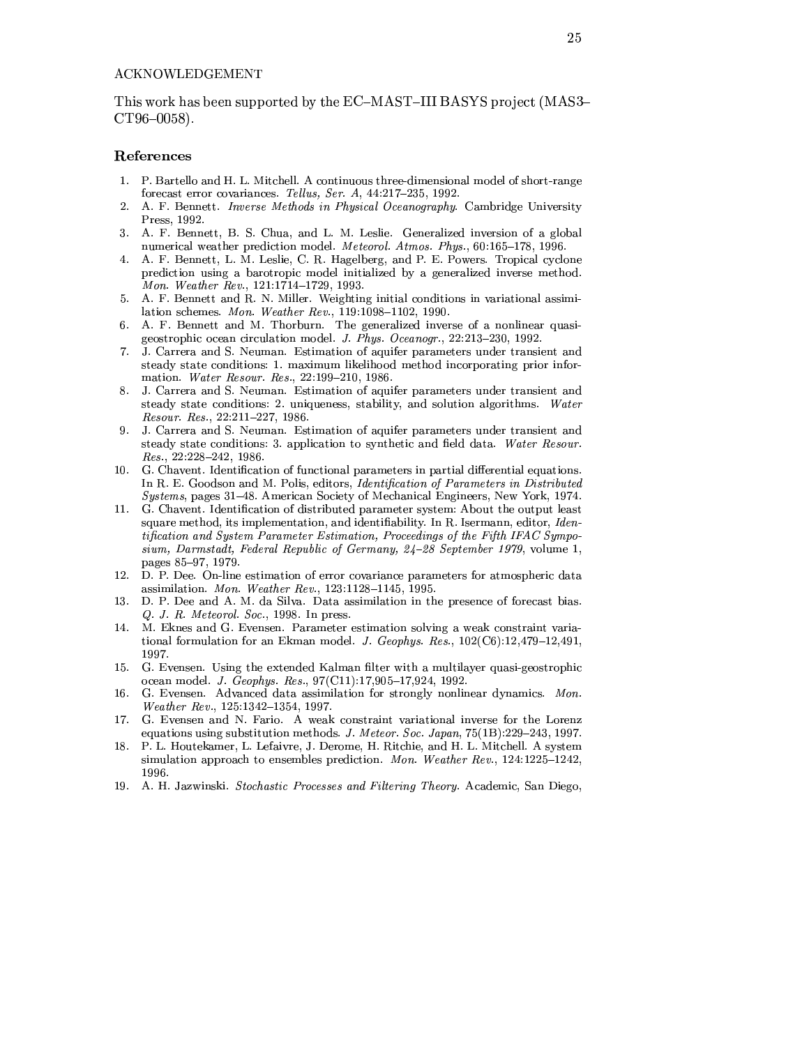ACKNOWLEDGEMENT

This work has been supported by the EC–MAST–III BASYS project (MAS3–CT96–0058).

## References

1. P. Bartello and H. L. Mitchell. A continuous three-dimensional model of short-range forecast error covariances. *Tellus, Ser. A*, 44:217–235, 1992.
2. A. F. Bennett. *Inverse Methods in Physical Oceanography*. Cambridge University Press, 1992.
3. A. F. Bennett, B. S. Chua, and L. M. Leslie. Generalized inversion of a global numerical weather prediction model. *Meteorol. Atmos. Phys.*, 60:165–178, 1996.
4. A. F. Bennett, L. M. Leslie, C. R. Hagelberg, and P. E. Powers. Tropical cyclone prediction using a barotropic model initialized by a generalized inverse method. *Mon. Weather Rev.*, 121:1714–1729, 1993.
5. A. F. Bennett and R. N. Miller. Weighting initial conditions in variational assimilation schemes. *Mon. Weather Rev.*, 119:1098–1102, 1990.
6. A. F. Bennett and M. Thorburn. The generalized inverse of a nonlinear quasi-geostrophic ocean circulation model. *J. Phys. Oceanogr.*, 22:213–230, 1992.
7. J. Carrera and S. Neuman. Estimation of aquifer parameters under transient and steady state conditions: 1. maximum likelihood method incorporating prior information. *Water Resour. Res.*, 22:199–210, 1986.
8. J. Carrera and S. Neuman. Estimation of aquifer parameters under transient and steady state conditions: 2. uniqueness, stability, and solution algorithms. *Water Resour. Res.*, 22:211–227, 1986.
9. J. Carrera and S. Neuman. Estimation of aquifer parameters under transient and steady state conditions: 3. application to synthetic and field data. *Water Resour. Res.*, 22:228–242, 1986.
10. G. Chavent. Identification of functional parameters in partial differential equations. In R. E. Goodson and M. Polis, editors, *Identification of Parameters in Distributed Systems*, pages 31–48. American Society of Mechanical Engineers, New York, 1974.
11. G. Chavent. Identification of distributed parameter system: About the output least square method, its implementation, and identifiability. In R. Isermann, editor, *Identification and System Parameter Estimation, Proceedings of the Fifth IFAC Symposium, Darmstadt, Federal Republic of Germany, 24–28 September 1979*, volume 1, pages 85–97, 1979.
12. D. P. Dee. On-line estimation of error covariance parameters for atmospheric data assimilation. *Mon. Weather Rev.*, 123:1128–1145, 1995.
13. D. P. Dee and A. M. da Silva. Data assimilation in the presence of forecast bias. *Q. J. R. Meteorol. Soc.*, 1998. In press.
14. M. Eknes and G. Evensen. Parameter estimation solving a weak constraint variational formulation for an Ekman model. *J. Geophys. Res.*, 102(C6):12,479–12,491, 1997.
15. G. Evensen. Using the extended Kalman filter with a multilayer quasi-geostrophic ocean model. *J. Geophys. Res.*, 97(C11):17,905–17,924, 1992.
16. G. Evensen. Advanced data assimilation for strongly nonlinear dynamics. *Mon. Weather Rev.*, 125:1342–1354, 1997.
17. G. Evensen and N. Fario. A weak constraint variational inverse for the Lorenz equations using substitution methods. *J. Meteor. Soc. Japan*, 75(1B):229–243, 1997.
18. P. L. Houtekamer, L. Lefaivre, J. Derome, H. Ritchie, and H. L. Mitchell. A system simulation approach to ensembles prediction. *Mon. Weather Rev.*, 124:1225–1242, 1996.
19. A. H. Jazwinski. *Stochastic Processes and Filtering Theory*. Academic, San Diego,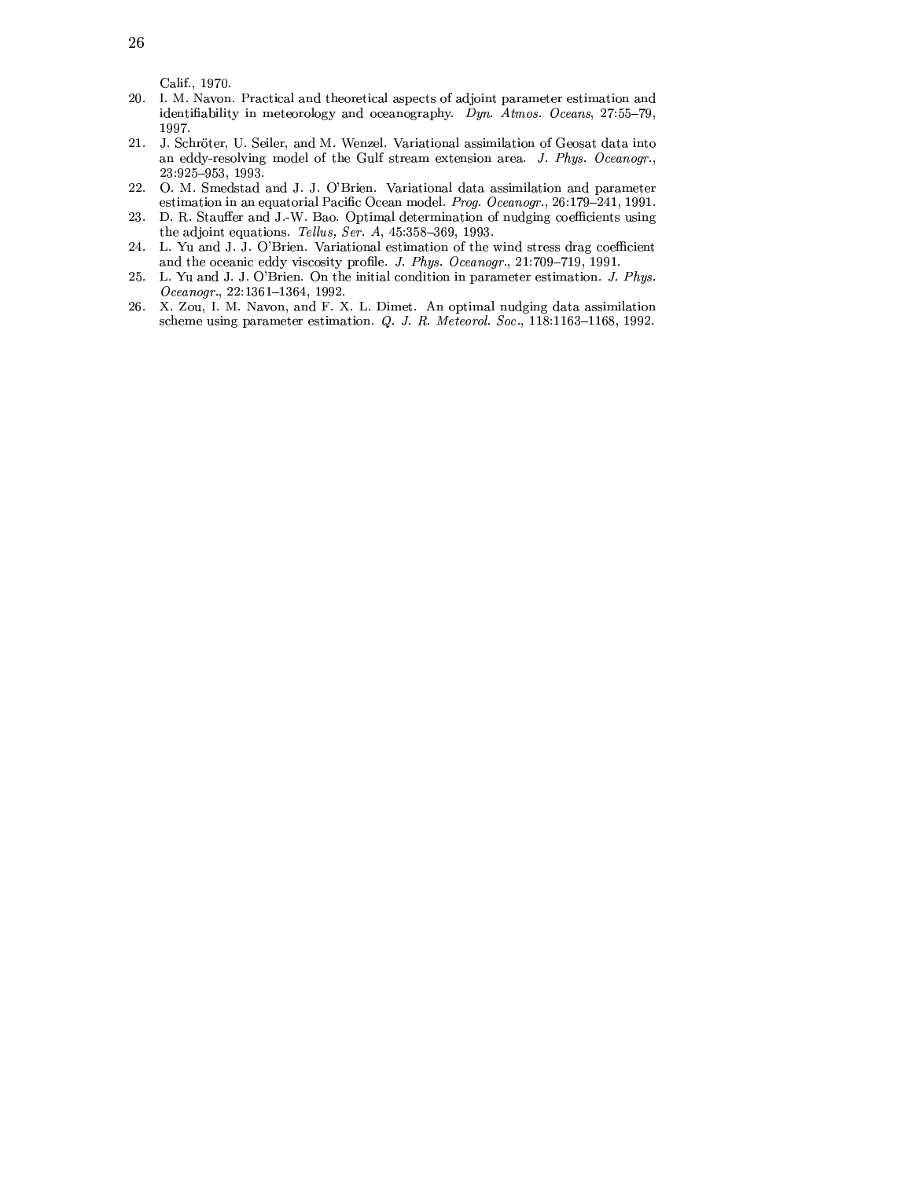Calif., 1970.

20. I. M. Navon. Practical and theoretical aspects of adjoint parameter estimation and identifiability in meteorology and oceanography. *Dyn. Atmos. Oceans*, 27:55–79, 1997.
21. J. Schröter, U. Seiler, and M. Wenzel. Variational assimilation of Geosat data into an eddy-resolving model of the Gulf stream extension area. *J. Phys. Oceanogr.*, 23:925–953, 1993.
22. O. M. Smedstad and J. J. O'Brien. Variational data assimilation and parameter estimation in an equatorial Pacific Ocean model. *Prog. Oceanogr.*, 26:179–241, 1991.
23. D. R. Stauffer and J.-W. Bao. Optimal determination of nudging coefficients using the adjoint equations. *Tellus, Ser. A*, 45:358–369, 1993.
24. L. Yu and J. J. O'Brien. Variational estimation of the wind stress drag coefficient and the oceanic eddy viscosity profile. *J. Phys. Oceanogr.*, 21:709–719, 1991.
25. L. Yu and J. J. O'Brien. On the initial condition in parameter estimation. *J. Phys. Oceanogr.*, 22:1361–1364, 1992.
26. X. Zou, I. M. Navon, and F. X. L. Dimet. An optimal nudging data assimilation scheme using parameter estimation. *Q. J. R. Meteorol. Soc.*, 118:1163–1168, 1992.